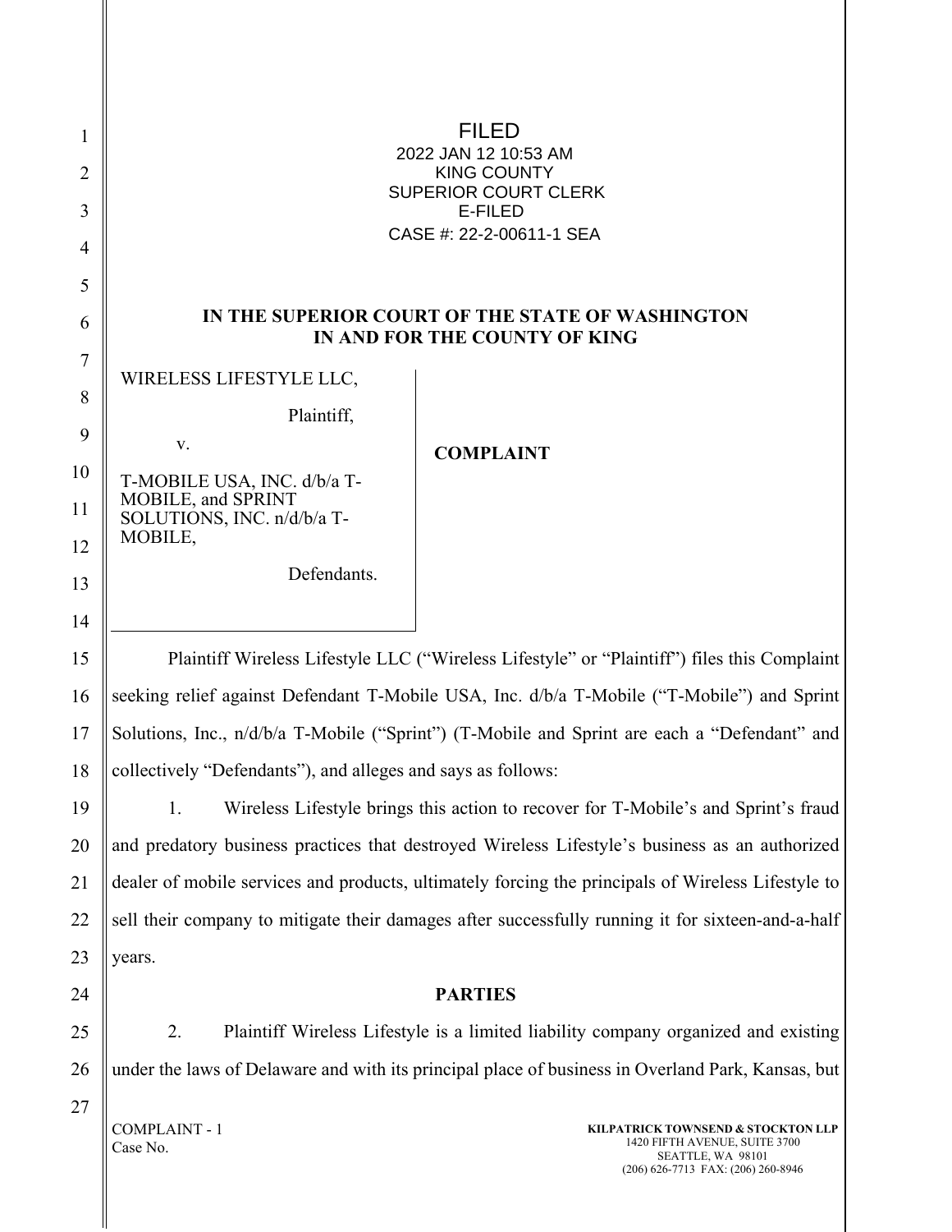FILED
2022 JAN 12 10:53 AM
KING COUNTY
SUPERIOR COURT CLERK
E-FILED
CASE #: 22-2-00611-1 SEA

**IN THE SUPERIOR COURT OF THE STATE OF WASHINGTON
IN AND FOR THE COUNTY OF KING**

| | |
|---|---|
| WIRELESS LIFESTYLE LLC,<br><br>Plaintiff,<br><br>v.<br><br>T-MOBILE USA, INC. d/b/a T-MOBILE, and SPRINT SOLUTIONS, INC. n/d/b/a T-MOBILE,<br><br>Defendants. | **COMPLAINT** |

Plaintiff Wireless Lifestyle LLC ("Wireless Lifestyle" or "Plaintiff") files this Complaint seeking relief against Defendant T-Mobile USA, Inc. d/b/a T-Mobile ("T-Mobile") and Sprint Solutions, Inc., n/d/b/a T-Mobile ("Sprint") (T-Mobile and Sprint are each a "Defendant" and collectively "Defendants"), and alleges and says as follows:

1. Wireless Lifestyle brings this action to recover for T-Mobile's and Sprint's fraud and predatory business practices that destroyed Wireless Lifestyle's business as an authorized dealer of mobile services and products, ultimately forcing the principals of Wireless Lifestyle to sell their company to mitigate their damages after successfully running it for sixteen-and-a-half years.

**PARTIES**

2. Plaintiff Wireless Lifestyle is a limited liability company organized and existing under the laws of Delaware and with its principal place of business in Overland Park, Kansas, but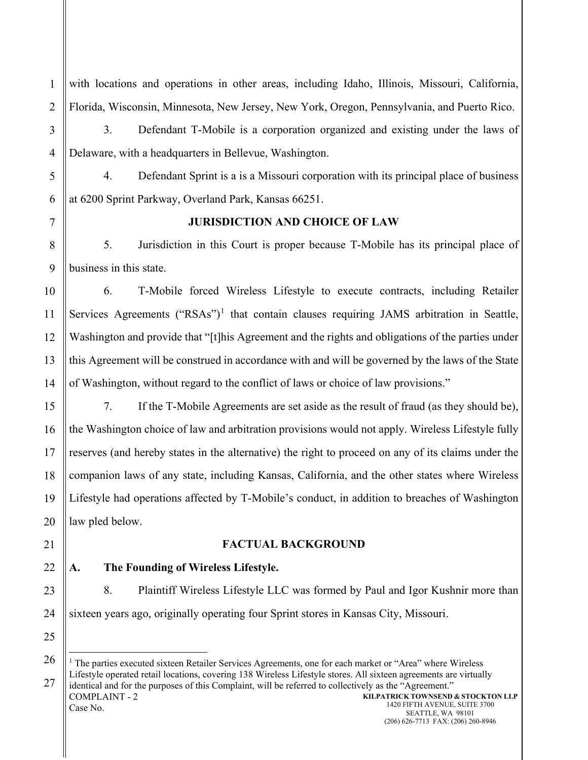with locations and operations in other areas, including Idaho, Illinois, Missouri, California, Florida, Wisconsin, Minnesota, New Jersey, New York, Oregon, Pennsylvania, and Puerto Rico.

3. Defendant T-Mobile is a corporation organized and existing under the laws of Delaware, with a headquarters in Bellevue, Washington.

4. Defendant Sprint is a is a Missouri corporation with its principal place of business at 6200 Sprint Parkway, Overland Park, Kansas 66251.

## JURISDICTION AND CHOICE OF LAW

5. Jurisdiction in this Court is proper because T-Mobile has its principal place of business in this state.

6. T-Mobile forced Wireless Lifestyle to execute contracts, including Retailer Services Agreements ("RSAs")[1] that contain clauses requiring JAMS arbitration in Seattle, Washington and provide that "[t]his Agreement and the rights and obligations of the parties under this Agreement will be construed in accordance with and will be governed by the laws of the State of Washington, without regard to the conflict of laws or choice of law provisions."

7. If the T-Mobile Agreements are set aside as the result of fraud (as they should be), the Washington choice of law and arbitration provisions would not apply. Wireless Lifestyle fully reserves (and hereby states in the alternative) the right to proceed on any of its claims under the companion laws of any state, including Kansas, California, and the other states where Wireless Lifestyle had operations affected by T-Mobile's conduct, in addition to breaches of Washington law pled below.

## FACTUAL BACKGROUND

### A. The Founding of Wireless Lifestyle.

8. Plaintiff Wireless Lifestyle LLC was formed by Paul and Igor Kushnir more than sixteen years ago, originally operating four Sprint stores in Kansas City, Missouri.

---

[1] The parties executed sixteen Retailer Services Agreements, one for each market or "Area" where Wireless Lifestyle operated retail locations, covering 138 Wireless Lifestyle stores. All sixteen agreements are virtually identical and for the purposes of this Complaint, will be referred to collectively as the "Agreement."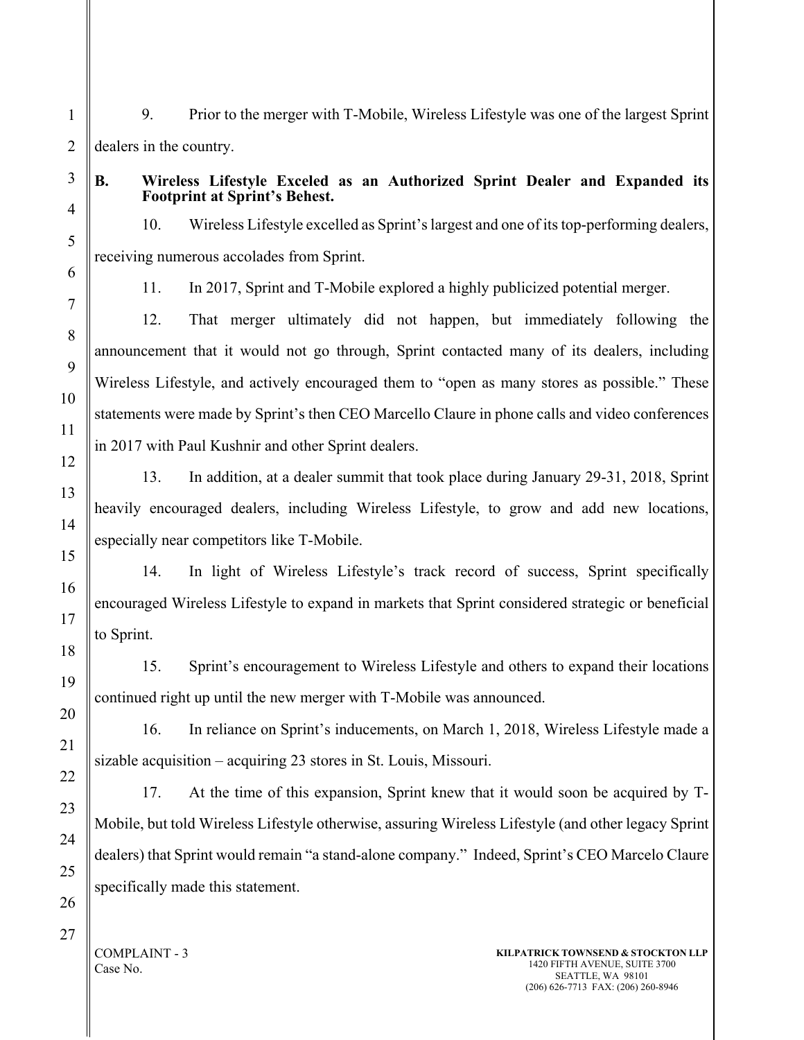9. Prior to the merger with T-Mobile, Wireless Lifestyle was one of the largest Sprint dealers in the country.

### B. Wireless Lifestyle Exceled as an Authorized Sprint Dealer and Expanded its Footprint at Sprint's Behest.

10. Wireless Lifestyle excelled as Sprint's largest and one of its top-performing dealers, receiving numerous accolades from Sprint.

11. In 2017, Sprint and T-Mobile explored a highly publicized potential merger.

12. That merger ultimately did not happen, but immediately following the announcement that it would not go through, Sprint contacted many of its dealers, including Wireless Lifestyle, and actively encouraged them to "open as many stores as possible." These statements were made by Sprint's then CEO Marcello Claure in phone calls and video conferences in 2017 with Paul Kushnir and other Sprint dealers.

13. In addition, at a dealer summit that took place during January 29-31, 2018, Sprint heavily encouraged dealers, including Wireless Lifestyle, to grow and add new locations, especially near competitors like T-Mobile.

14. In light of Wireless Lifestyle's track record of success, Sprint specifically encouraged Wireless Lifestyle to expand in markets that Sprint considered strategic or beneficial to Sprint.

15. Sprint's encouragement to Wireless Lifestyle and others to expand their locations continued right up until the new merger with T-Mobile was announced.

16. In reliance on Sprint's inducements, on March 1, 2018, Wireless Lifestyle made a sizable acquisition – acquiring 23 stores in St. Louis, Missouri.

17. At the time of this expansion, Sprint knew that it would soon be acquired by T-Mobile, but told Wireless Lifestyle otherwise, assuring Wireless Lifestyle (and other legacy Sprint dealers) that Sprint would remain "a stand-alone company." Indeed, Sprint's CEO Marcelo Claure specifically made this statement.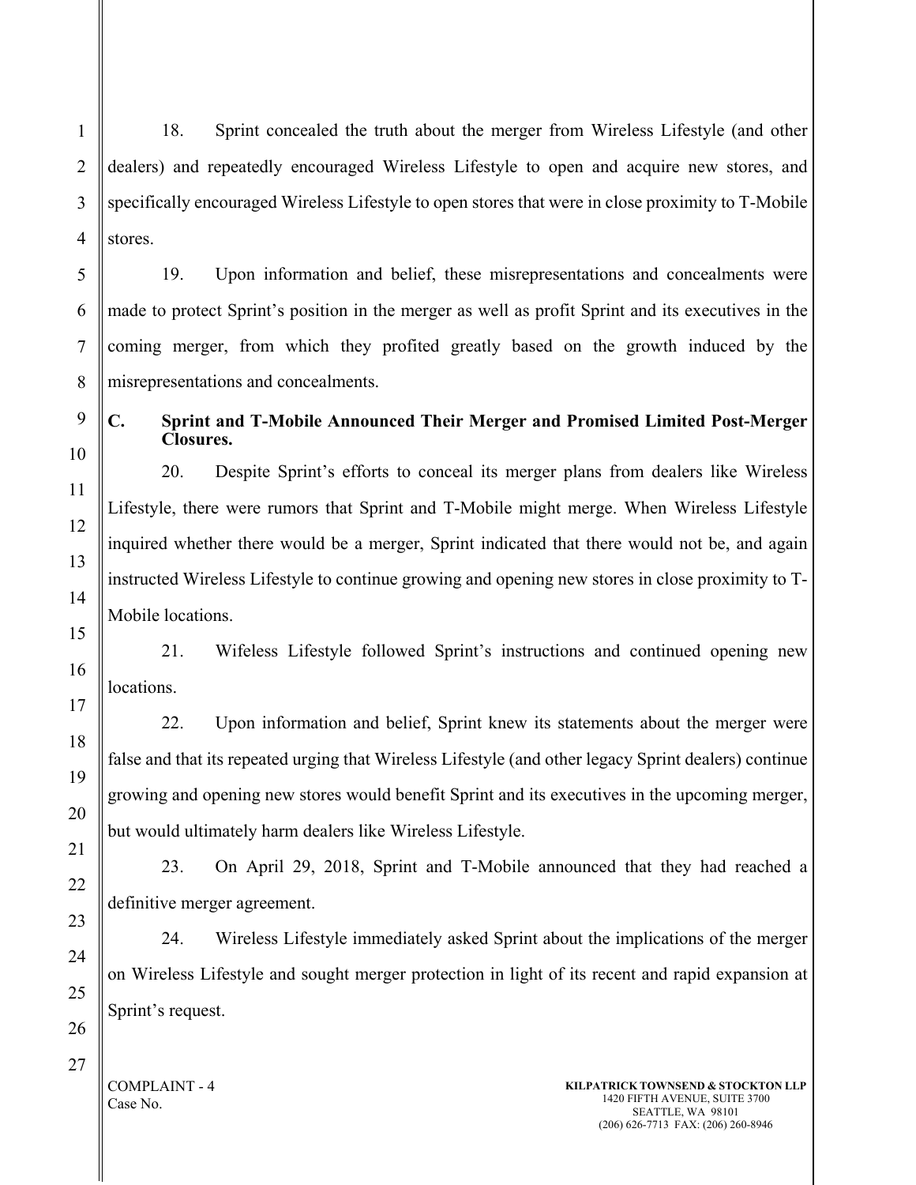18. Sprint concealed the truth about the merger from Wireless Lifestyle (and other dealers) and repeatedly encouraged Wireless Lifestyle to open and acquire new stores, and specifically encouraged Wireless Lifestyle to open stores that were in close proximity to T-Mobile stores.

19. Upon information and belief, these misrepresentations and concealments were made to protect Sprint's position in the merger as well as profit Sprint and its executives in the coming merger, from which they profited greatly based on the growth induced by the misrepresentations and concealments.

### C. Sprint and T-Mobile Announced Their Merger and Promised Limited Post-Merger Closures.

20. Despite Sprint's efforts to conceal its merger plans from dealers like Wireless Lifestyle, there were rumors that Sprint and T-Mobile might merge. When Wireless Lifestyle inquired whether there would be a merger, Sprint indicated that there would not be, and again instructed Wireless Lifestyle to continue growing and opening new stores in close proximity to T-Mobile locations.

21. Wifeless Lifestyle followed Sprint's instructions and continued opening new locations.

22. Upon information and belief, Sprint knew its statements about the merger were false and that its repeated urging that Wireless Lifestyle (and other legacy Sprint dealers) continue growing and opening new stores would benefit Sprint and its executives in the upcoming merger, but would ultimately harm dealers like Wireless Lifestyle.

23. On April 29, 2018, Sprint and T-Mobile announced that they had reached a definitive merger agreement.

24. Wireless Lifestyle immediately asked Sprint about the implications of the merger on Wireless Lifestyle and sought merger protection in light of its recent and rapid expansion at Sprint's request.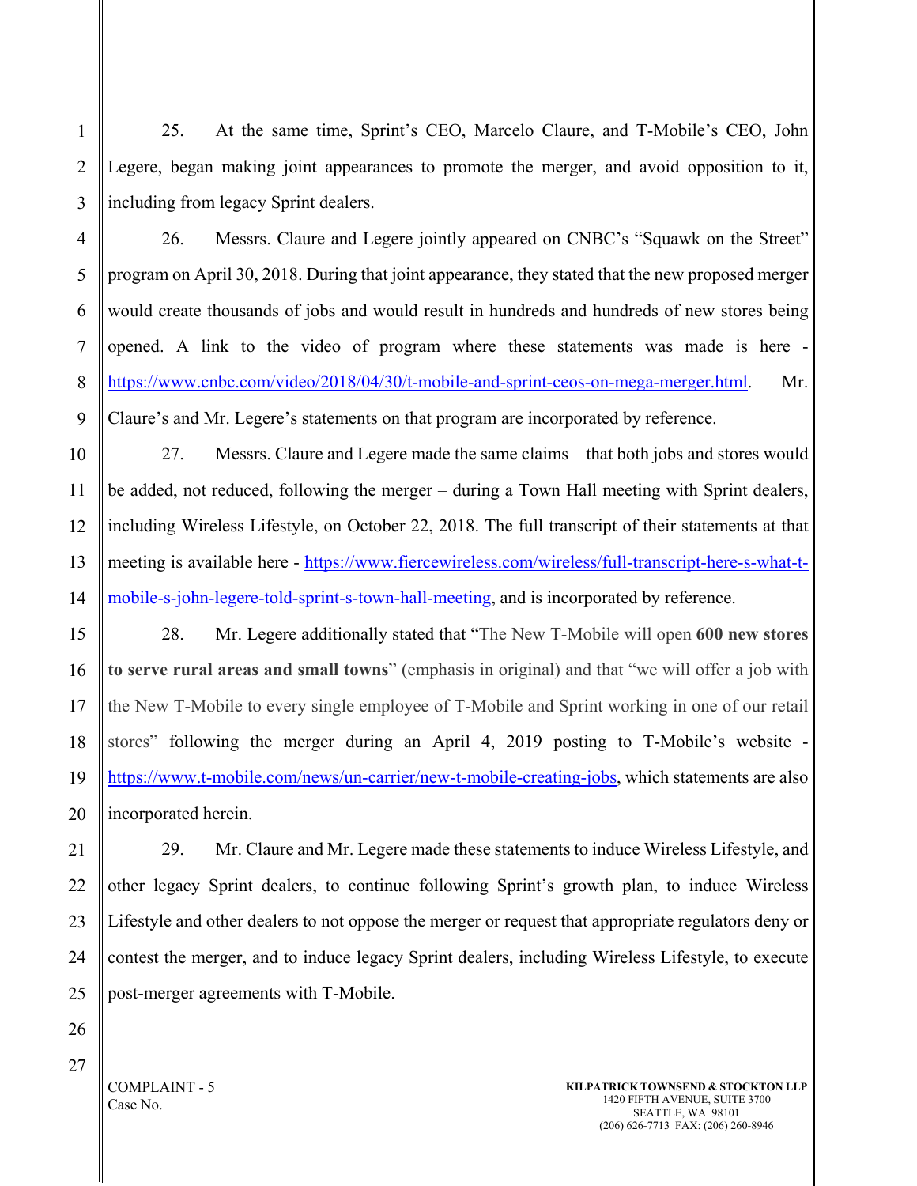25. At the same time, Sprint's CEO, Marcelo Claure, and T-Mobile's CEO, John Legere, began making joint appearances to promote the merger, and avoid opposition to it, including from legacy Sprint dealers.

26. Messrs. Claure and Legere jointly appeared on CNBC's "Squawk on the Street" program on April 30, 2018. During that joint appearance, they stated that the new proposed merger would create thousands of jobs and would result in hundreds and hundreds of new stores being opened. A link to the video of program where these statements was made is here - https://www.cnbc.com/video/2018/04/30/t-mobile-and-sprint-ceos-on-mega-merger.html. Mr. Claure's and Mr. Legere's statements on that program are incorporated by reference.

27. Messrs. Claure and Legere made the same claims – that both jobs and stores would be added, not reduced, following the merger – during a Town Hall meeting with Sprint dealers, including Wireless Lifestyle, on October 22, 2018. The full transcript of their statements at that meeting is available here - https://www.fiercewireless.com/wireless/full-transcript-here-s-what-t-mobile-s-john-legere-told-sprint-s-town-hall-meeting, and is incorporated by reference.

28. Mr. Legere additionally stated that "The New T-Mobile will open **600 new stores to serve rural areas and small towns**" (emphasis in original) and that "we will offer a job with the New T-Mobile to every single employee of T-Mobile and Sprint working in one of our retail stores" following the merger during an April 4, 2019 posting to T-Mobile's website - https://www.t-mobile.com/news/un-carrier/new-t-mobile-creating-jobs, which statements are also incorporated herein.

29. Mr. Claure and Mr. Legere made these statements to induce Wireless Lifestyle, and other legacy Sprint dealers, to continue following Sprint's growth plan, to induce Wireless Lifestyle and other dealers to not oppose the merger or request that appropriate regulators deny or contest the merger, and to induce legacy Sprint dealers, including Wireless Lifestyle, to execute post-merger agreements with T-Mobile.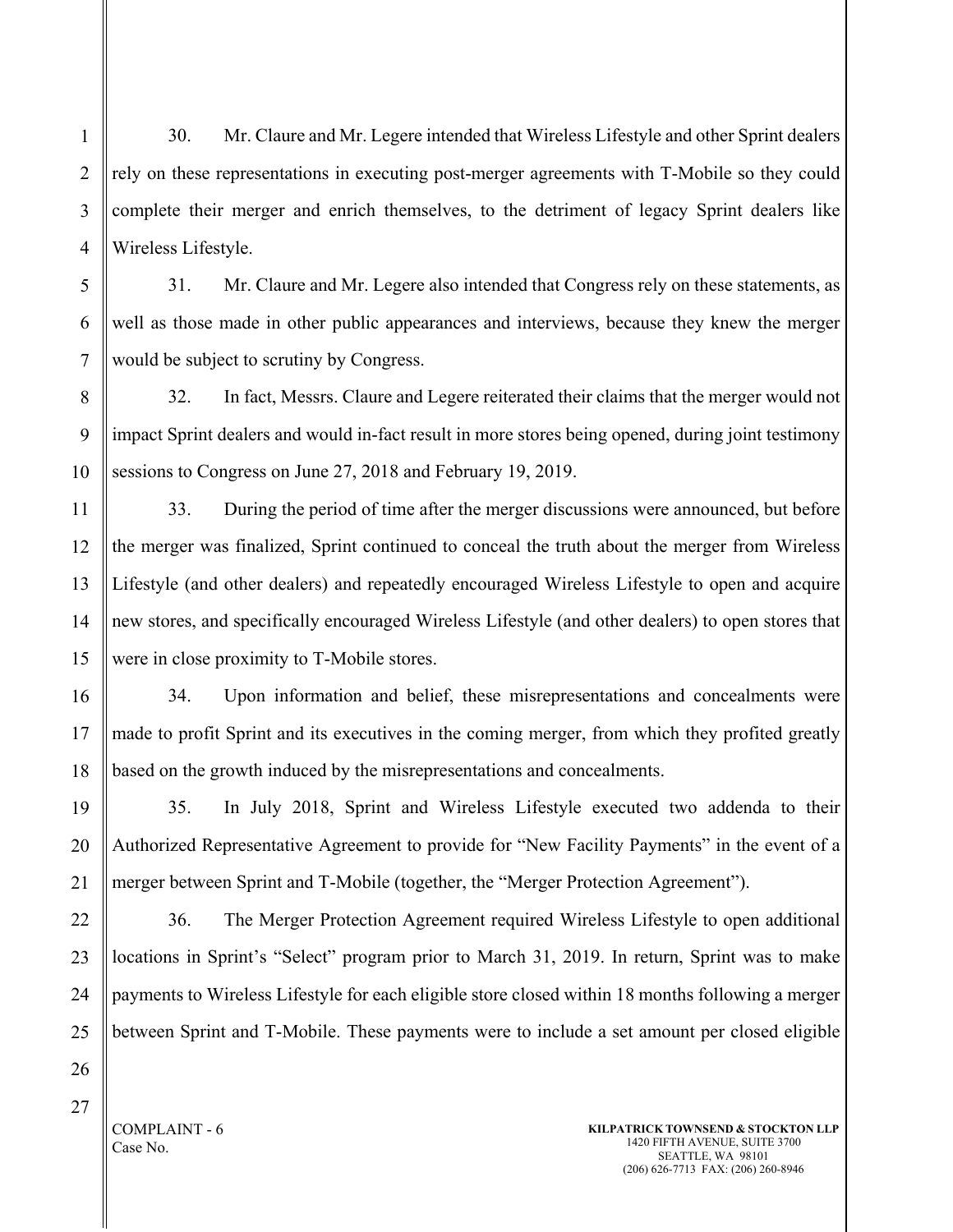30. Mr. Claure and Mr. Legere intended that Wireless Lifestyle and other Sprint dealers rely on these representations in executing post-merger agreements with T-Mobile so they could complete their merger and enrich themselves, to the detriment of legacy Sprint dealers like Wireless Lifestyle.

31. Mr. Claure and Mr. Legere also intended that Congress rely on these statements, as well as those made in other public appearances and interviews, because they knew the merger would be subject to scrutiny by Congress.

32. In fact, Messrs. Claure and Legere reiterated their claims that the merger would not impact Sprint dealers and would in-fact result in more stores being opened, during joint testimony sessions to Congress on June 27, 2018 and February 19, 2019.

33. During the period of time after the merger discussions were announced, but before the merger was finalized, Sprint continued to conceal the truth about the merger from Wireless Lifestyle (and other dealers) and repeatedly encouraged Wireless Lifestyle to open and acquire new stores, and specifically encouraged Wireless Lifestyle (and other dealers) to open stores that were in close proximity to T-Mobile stores.

34. Upon information and belief, these misrepresentations and concealments were made to profit Sprint and its executives in the coming merger, from which they profited greatly based on the growth induced by the misrepresentations and concealments.

35. In July 2018, Sprint and Wireless Lifestyle executed two addenda to their Authorized Representative Agreement to provide for "New Facility Payments" in the event of a merger between Sprint and T-Mobile (together, the "Merger Protection Agreement").

36. The Merger Protection Agreement required Wireless Lifestyle to open additional locations in Sprint's "Select" program prior to March 31, 2019. In return, Sprint was to make payments to Wireless Lifestyle for each eligible store closed within 18 months following a merger between Sprint and T-Mobile. These payments were to include a set amount per closed eligible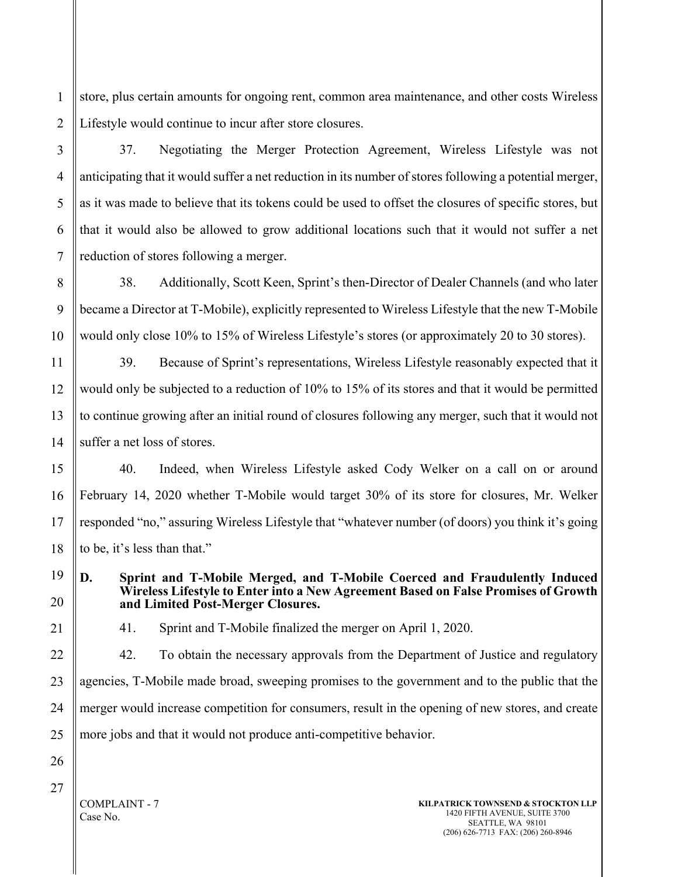store, plus certain amounts for ongoing rent, common area maintenance, and other costs Wireless Lifestyle would continue to incur after store closures.

37. Negotiating the Merger Protection Agreement, Wireless Lifestyle was not anticipating that it would suffer a net reduction in its number of stores following a potential merger, as it was made to believe that its tokens could be used to offset the closures of specific stores, but that it would also be allowed to grow additional locations such that it would not suffer a net reduction of stores following a merger.

38. Additionally, Scott Keen, Sprint's then-Director of Dealer Channels (and who later became a Director at T-Mobile), explicitly represented to Wireless Lifestyle that the new T-Mobile would only close 10% to 15% of Wireless Lifestyle's stores (or approximately 20 to 30 stores).

39. Because of Sprint's representations, Wireless Lifestyle reasonably expected that it would only be subjected to a reduction of 10% to 15% of its stores and that it would be permitted to continue growing after an initial round of closures following any merger, such that it would not suffer a net loss of stores.

40. Indeed, when Wireless Lifestyle asked Cody Welker on a call on or around February 14, 2020 whether T-Mobile would target 30% of its store for closures, Mr. Welker responded "no," assuring Wireless Lifestyle that "whatever number (of doors) you think it's going to be, it's less than that."

### D. Sprint and T-Mobile Merged, and T-Mobile Coerced and Fraudulently Induced Wireless Lifestyle to Enter into a New Agreement Based on False Promises of Growth and Limited Post-Merger Closures.

41. Sprint and T-Mobile finalized the merger on April 1, 2020.

42. To obtain the necessary approvals from the Department of Justice and regulatory agencies, T-Mobile made broad, sweeping promises to the government and to the public that the merger would increase competition for consumers, result in the opening of new stores, and create more jobs and that it would not produce anti-competitive behavior.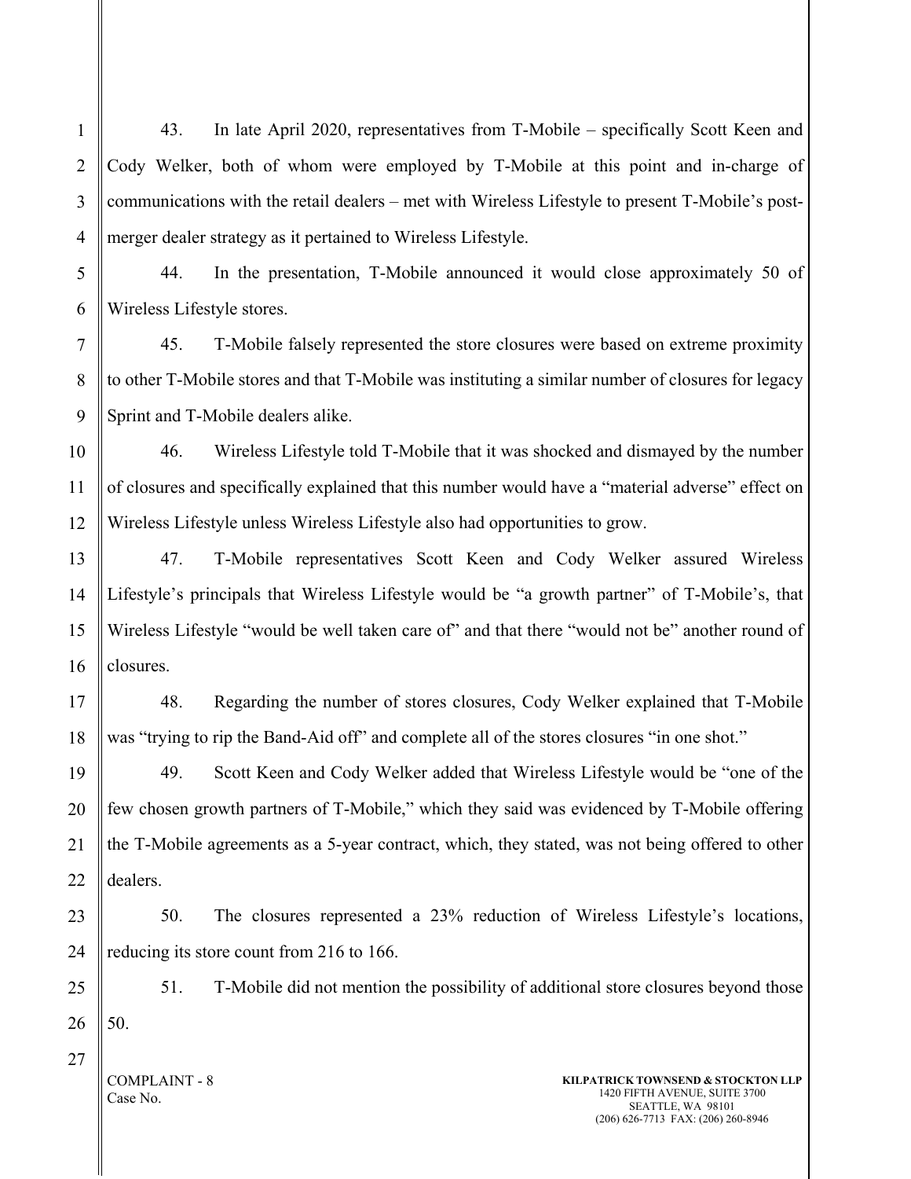43. In late April 2020, representatives from T-Mobile – specifically Scott Keen and Cody Welker, both of whom were employed by T-Mobile at this point and in-charge of communications with the retail dealers – met with Wireless Lifestyle to present T-Mobile's post-merger dealer strategy as it pertained to Wireless Lifestyle.

44. In the presentation, T-Mobile announced it would close approximately 50 of Wireless Lifestyle stores.

45. T-Mobile falsely represented the store closures were based on extreme proximity to other T-Mobile stores and that T-Mobile was instituting a similar number of closures for legacy Sprint and T-Mobile dealers alike.

46. Wireless Lifestyle told T-Mobile that it was shocked and dismayed by the number of closures and specifically explained that this number would have a "material adverse" effect on Wireless Lifestyle unless Wireless Lifestyle also had opportunities to grow.

47. T-Mobile representatives Scott Keen and Cody Welker assured Wireless Lifestyle's principals that Wireless Lifestyle would be "a growth partner" of T-Mobile's, that Wireless Lifestyle "would be well taken care of" and that there "would not be" another round of closures.

48. Regarding the number of stores closures, Cody Welker explained that T-Mobile was "trying to rip the Band-Aid off" and complete all of the stores closures "in one shot."

49. Scott Keen and Cody Welker added that Wireless Lifestyle would be "one of the few chosen growth partners of T-Mobile," which they said was evidenced by T-Mobile offering the T-Mobile agreements as a 5-year contract, which, they stated, was not being offered to other dealers.

50. The closures represented a 23% reduction of Wireless Lifestyle's locations, reducing its store count from 216 to 166.

51. T-Mobile did not mention the possibility of additional store closures beyond those 50.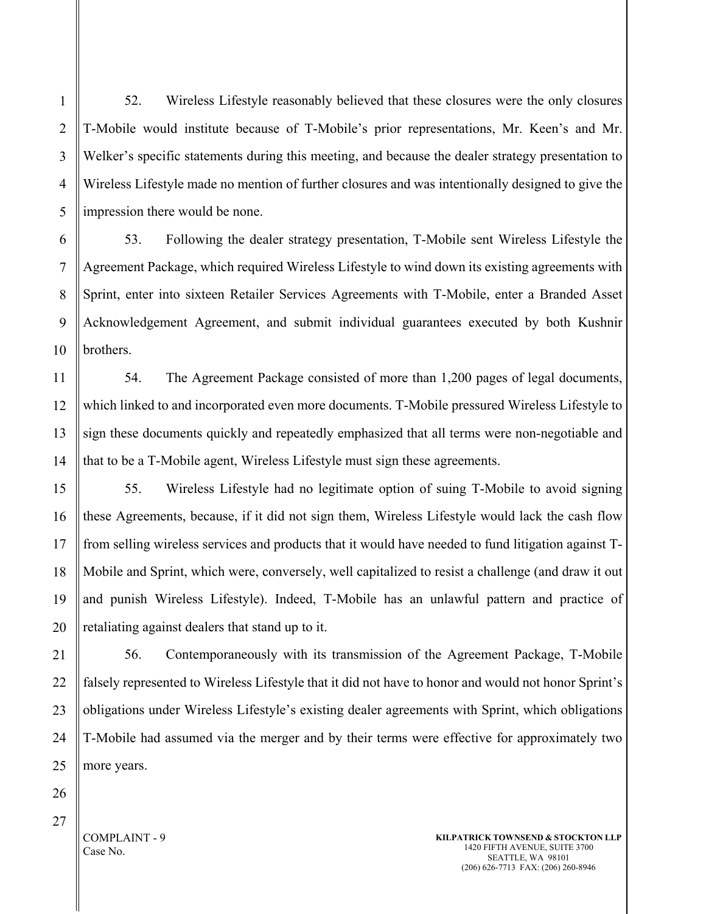52. Wireless Lifestyle reasonably believed that these closures were the only closures T-Mobile would institute because of T-Mobile's prior representations, Mr. Keen's and Mr. Welker's specific statements during this meeting, and because the dealer strategy presentation to Wireless Lifestyle made no mention of further closures and was intentionally designed to give the impression there would be none.

53. Following the dealer strategy presentation, T-Mobile sent Wireless Lifestyle the Agreement Package, which required Wireless Lifestyle to wind down its existing agreements with Sprint, enter into sixteen Retailer Services Agreements with T-Mobile, enter a Branded Asset Acknowledgement Agreement, and submit individual guarantees executed by both Kushnir brothers.

54. The Agreement Package consisted of more than 1,200 pages of legal documents, which linked to and incorporated even more documents. T-Mobile pressured Wireless Lifestyle to sign these documents quickly and repeatedly emphasized that all terms were non-negotiable and that to be a T-Mobile agent, Wireless Lifestyle must sign these agreements.

55. Wireless Lifestyle had no legitimate option of suing T-Mobile to avoid signing these Agreements, because, if it did not sign them, Wireless Lifestyle would lack the cash flow from selling wireless services and products that it would have needed to fund litigation against T-Mobile and Sprint, which were, conversely, well capitalized to resist a challenge (and draw it out and punish Wireless Lifestyle). Indeed, T-Mobile has an unlawful pattern and practice of retaliating against dealers that stand up to it.

56. Contemporaneously with its transmission of the Agreement Package, T-Mobile falsely represented to Wireless Lifestyle that it did not have to honor and would not honor Sprint's obligations under Wireless Lifestyle's existing dealer agreements with Sprint, which obligations T-Mobile had assumed via the merger and by their terms were effective for approximately two more years.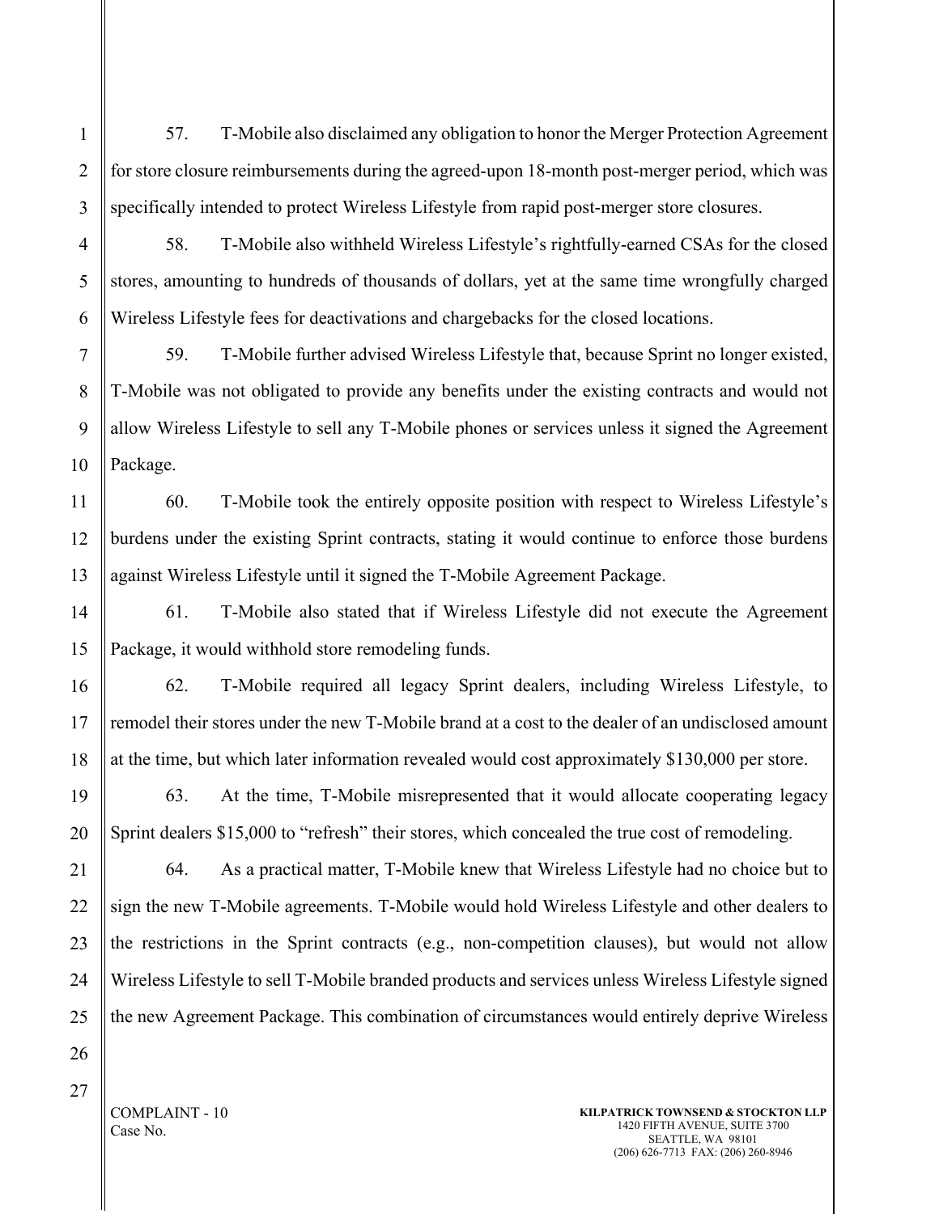57. T-Mobile also disclaimed any obligation to honor the Merger Protection Agreement for store closure reimbursements during the agreed-upon 18-month post-merger period, which was specifically intended to protect Wireless Lifestyle from rapid post-merger store closures.

58. T-Mobile also withheld Wireless Lifestyle's rightfully-earned CSAs for the closed stores, amounting to hundreds of thousands of dollars, yet at the same time wrongfully charged Wireless Lifestyle fees for deactivations and chargebacks for the closed locations.

59. T-Mobile further advised Wireless Lifestyle that, because Sprint no longer existed, T-Mobile was not obligated to provide any benefits under the existing contracts and would not allow Wireless Lifestyle to sell any T-Mobile phones or services unless it signed the Agreement Package.

60. T-Mobile took the entirely opposite position with respect to Wireless Lifestyle's burdens under the existing Sprint contracts, stating it would continue to enforce those burdens against Wireless Lifestyle until it signed the T-Mobile Agreement Package.

61. T-Mobile also stated that if Wireless Lifestyle did not execute the Agreement Package, it would withhold store remodeling funds.

62. T-Mobile required all legacy Sprint dealers, including Wireless Lifestyle, to remodel their stores under the new T-Mobile brand at a cost to the dealer of an undisclosed amount at the time, but which later information revealed would cost approximately $130,000 per store.

63. At the time, T-Mobile misrepresented that it would allocate cooperating legacy Sprint dealers $15,000 to "refresh" their stores, which concealed the true cost of remodeling.

64. As a practical matter, T-Mobile knew that Wireless Lifestyle had no choice but to sign the new T-Mobile agreements. T-Mobile would hold Wireless Lifestyle and other dealers to the restrictions in the Sprint contracts (e.g., non-competition clauses), but would not allow Wireless Lifestyle to sell T-Mobile branded products and services unless Wireless Lifestyle signed the new Agreement Package. This combination of circumstances would entirely deprive Wireless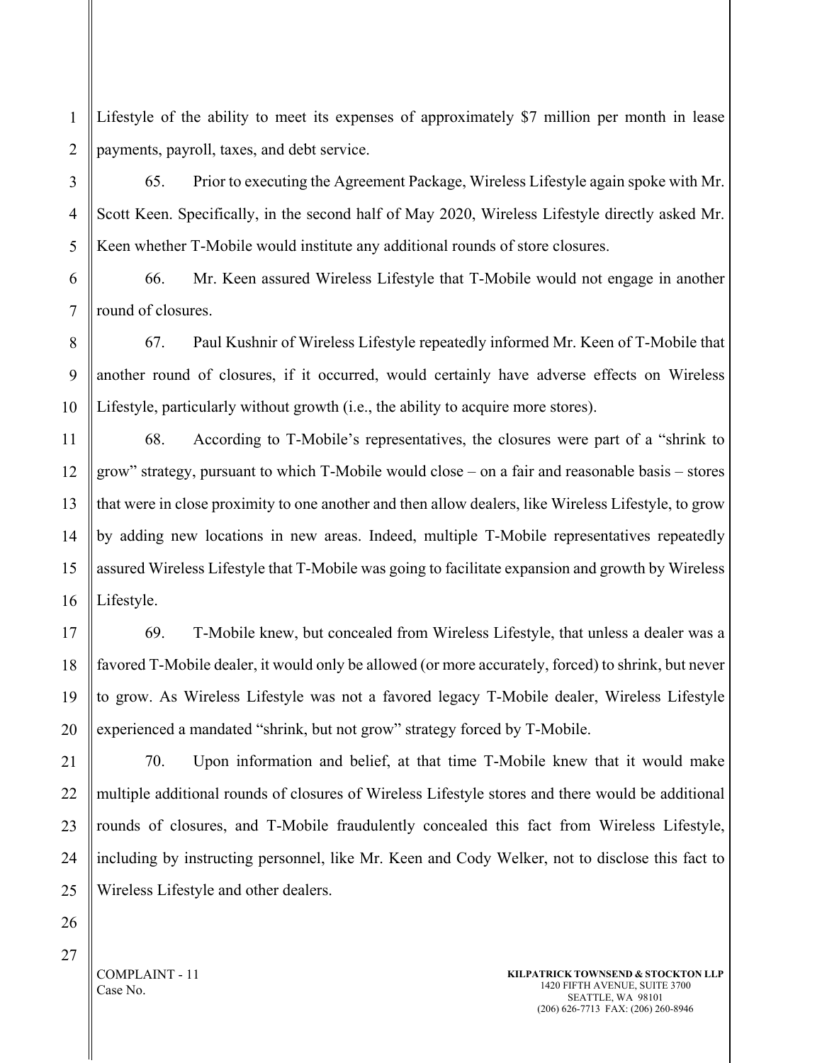Lifestyle of the ability to meet its expenses of approximately $7 million per month in lease payments, payroll, taxes, and debt service.

65. Prior to executing the Agreement Package, Wireless Lifestyle again spoke with Mr. Scott Keen. Specifically, in the second half of May 2020, Wireless Lifestyle directly asked Mr. Keen whether T-Mobile would institute any additional rounds of store closures.

66. Mr. Keen assured Wireless Lifestyle that T-Mobile would not engage in another round of closures.

67. Paul Kushnir of Wireless Lifestyle repeatedly informed Mr. Keen of T-Mobile that another round of closures, if it occurred, would certainly have adverse effects on Wireless Lifestyle, particularly without growth (i.e., the ability to acquire more stores).

68. According to T-Mobile's representatives, the closures were part of a "shrink to grow" strategy, pursuant to which T-Mobile would close – on a fair and reasonable basis – stores that were in close proximity to one another and then allow dealers, like Wireless Lifestyle, to grow by adding new locations in new areas. Indeed, multiple T-Mobile representatives repeatedly assured Wireless Lifestyle that T-Mobile was going to facilitate expansion and growth by Wireless Lifestyle.

69. T-Mobile knew, but concealed from Wireless Lifestyle, that unless a dealer was a favored T-Mobile dealer, it would only be allowed (or more accurately, forced) to shrink, but never to grow. As Wireless Lifestyle was not a favored legacy T-Mobile dealer, Wireless Lifestyle experienced a mandated "shrink, but not grow" strategy forced by T-Mobile.

70. Upon information and belief, at that time T-Mobile knew that it would make multiple additional rounds of closures of Wireless Lifestyle stores and there would be additional rounds of closures, and T-Mobile fraudulently concealed this fact from Wireless Lifestyle, including by instructing personnel, like Mr. Keen and Cody Welker, not to disclose this fact to Wireless Lifestyle and other dealers.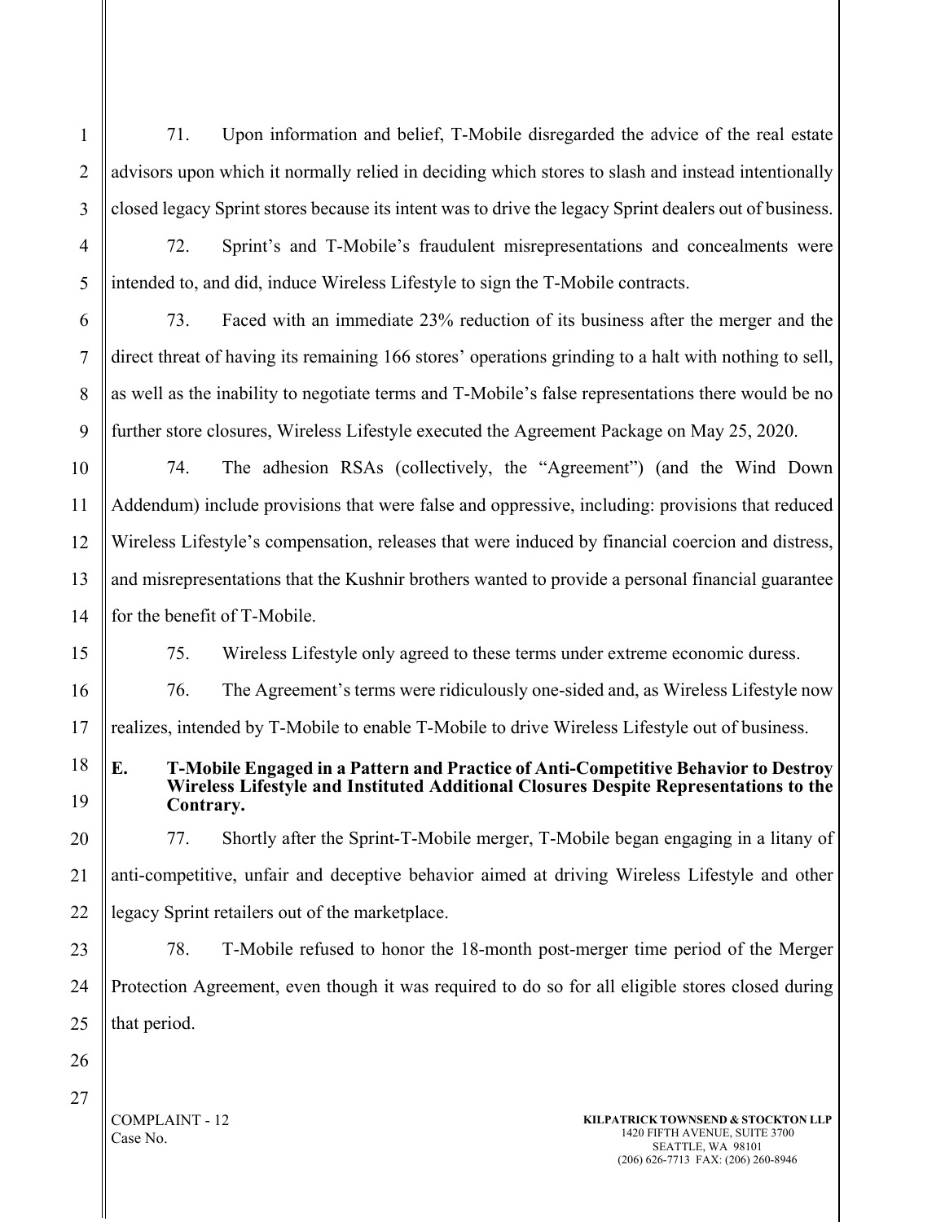71. Upon information and belief, T-Mobile disregarded the advice of the real estate advisors upon which it normally relied in deciding which stores to slash and instead intentionally closed legacy Sprint stores because its intent was to drive the legacy Sprint dealers out of business.

72. Sprint's and T-Mobile's fraudulent misrepresentations and concealments were intended to, and did, induce Wireless Lifestyle to sign the T-Mobile contracts.

73. Faced with an immediate 23% reduction of its business after the merger and the direct threat of having its remaining 166 stores' operations grinding to a halt with nothing to sell, as well as the inability to negotiate terms and T-Mobile's false representations there would be no further store closures, Wireless Lifestyle executed the Agreement Package on May 25, 2020.

74. The adhesion RSAs (collectively, the "Agreement") (and the Wind Down Addendum) include provisions that were false and oppressive, including: provisions that reduced Wireless Lifestyle's compensation, releases that were induced by financial coercion and distress, and misrepresentations that the Kushnir brothers wanted to provide a personal financial guarantee for the benefit of T-Mobile.

75. Wireless Lifestyle only agreed to these terms under extreme economic duress.

76. The Agreement's terms were ridiculously one-sided and, as Wireless Lifestyle now realizes, intended by T-Mobile to enable T-Mobile to drive Wireless Lifestyle out of business.

### E. T-Mobile Engaged in a Pattern and Practice of Anti-Competitive Behavior to Destroy Wireless Lifestyle and Instituted Additional Closures Despite Representations to the Contrary.

77. Shortly after the Sprint-T-Mobile merger, T-Mobile began engaging in a litany of anti-competitive, unfair and deceptive behavior aimed at driving Wireless Lifestyle and other legacy Sprint retailers out of the marketplace.

78. T-Mobile refused to honor the 18-month post-merger time period of the Merger Protection Agreement, even though it was required to do so for all eligible stores closed during that period.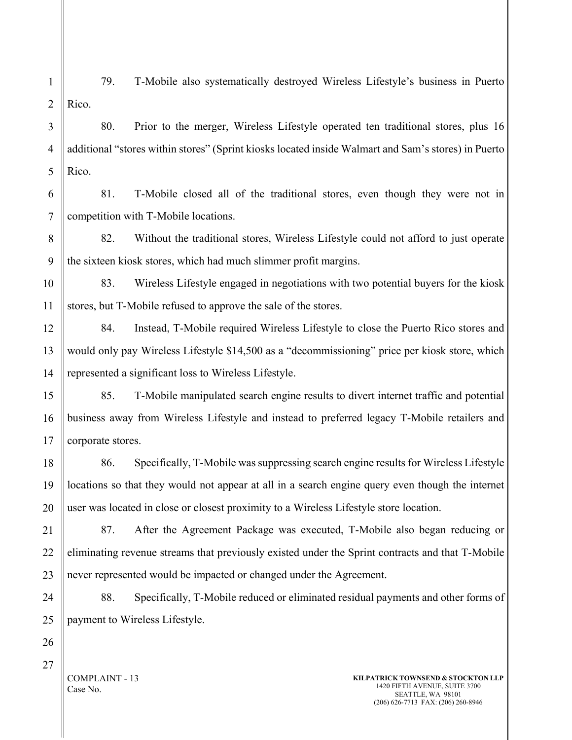79. T-Mobile also systematically destroyed Wireless Lifestyle's business in Puerto Rico.

80. Prior to the merger, Wireless Lifestyle operated ten traditional stores, plus 16 additional "stores within stores" (Sprint kiosks located inside Walmart and Sam's stores) in Puerto Rico.

81. T-Mobile closed all of the traditional stores, even though they were not in competition with T-Mobile locations.

82. Without the traditional stores, Wireless Lifestyle could not afford to just operate the sixteen kiosk stores, which had much slimmer profit margins.

83. Wireless Lifestyle engaged in negotiations with two potential buyers for the kiosk stores, but T-Mobile refused to approve the sale of the stores.

84. Instead, T-Mobile required Wireless Lifestyle to close the Puerto Rico stores and would only pay Wireless Lifestyle $14,500 as a "decommissioning" price per kiosk store, which represented a significant loss to Wireless Lifestyle.

85. T-Mobile manipulated search engine results to divert internet traffic and potential business away from Wireless Lifestyle and instead to preferred legacy T-Mobile retailers and corporate stores.

86. Specifically, T-Mobile was suppressing search engine results for Wireless Lifestyle locations so that they would not appear at all in a search engine query even though the internet user was located in close or closest proximity to a Wireless Lifestyle store location.

87. After the Agreement Package was executed, T-Mobile also began reducing or eliminating revenue streams that previously existed under the Sprint contracts and that T-Mobile never represented would be impacted or changed under the Agreement.

88. Specifically, T-Mobile reduced or eliminated residual payments and other forms of payment to Wireless Lifestyle.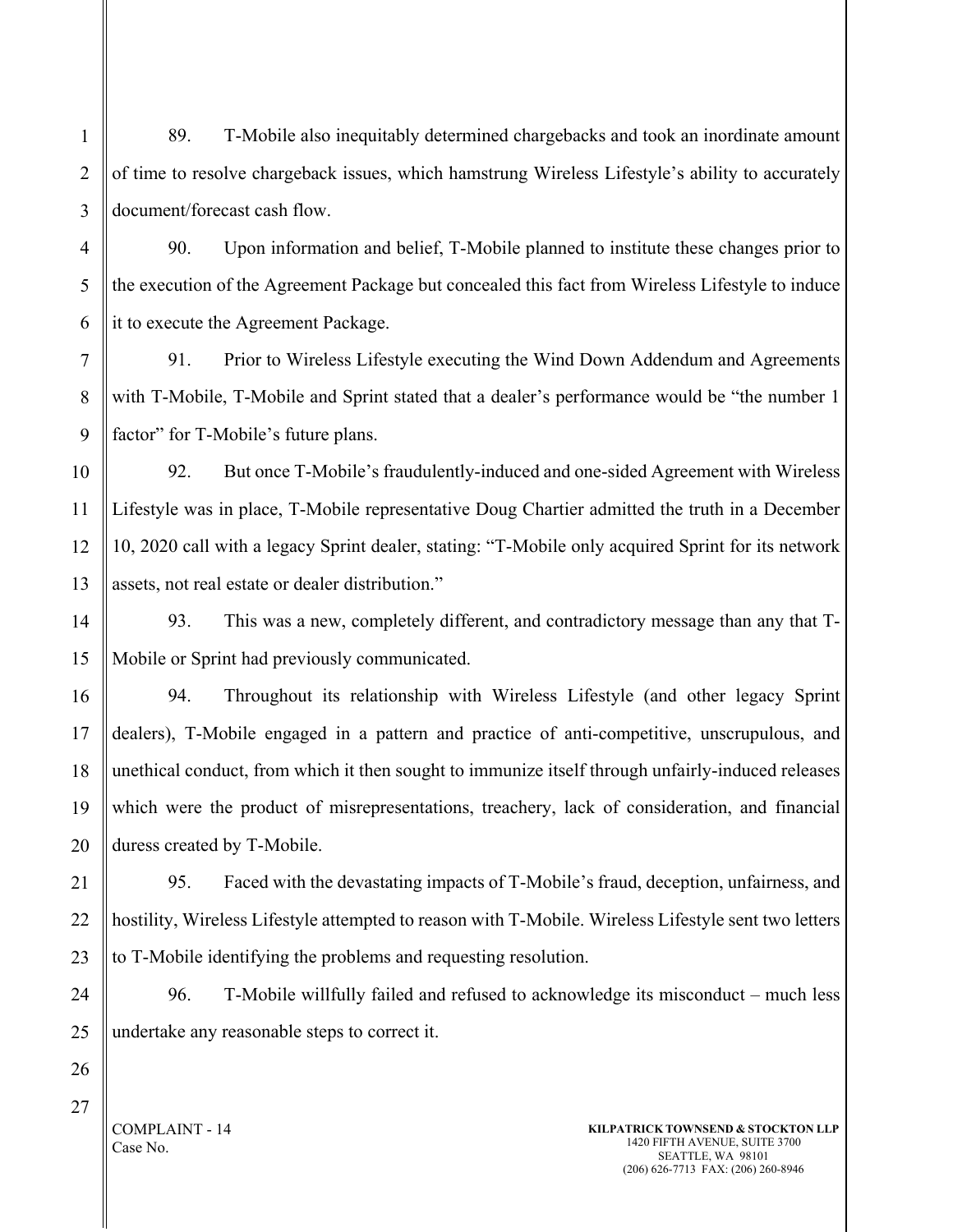89. T-Mobile also inequitably determined chargebacks and took an inordinate amount of time to resolve chargeback issues, which hamstrung Wireless Lifestyle's ability to accurately document/forecast cash flow.

90. Upon information and belief, T-Mobile planned to institute these changes prior to the execution of the Agreement Package but concealed this fact from Wireless Lifestyle to induce it to execute the Agreement Package.

91. Prior to Wireless Lifestyle executing the Wind Down Addendum and Agreements with T-Mobile, T-Mobile and Sprint stated that a dealer's performance would be "the number 1 factor" for T-Mobile's future plans.

92. But once T-Mobile's fraudulently-induced and one-sided Agreement with Wireless Lifestyle was in place, T-Mobile representative Doug Chartier admitted the truth in a December 10, 2020 call with a legacy Sprint dealer, stating: "T-Mobile only acquired Sprint for its network assets, not real estate or dealer distribution."

93. This was a new, completely different, and contradictory message than any that T-Mobile or Sprint had previously communicated.

94. Throughout its relationship with Wireless Lifestyle (and other legacy Sprint dealers), T-Mobile engaged in a pattern and practice of anti-competitive, unscrupulous, and unethical conduct, from which it then sought to immunize itself through unfairly-induced releases which were the product of misrepresentations, treachery, lack of consideration, and financial duress created by T-Mobile.

95. Faced with the devastating impacts of T-Mobile's fraud, deception, unfairness, and hostility, Wireless Lifestyle attempted to reason with T-Mobile. Wireless Lifestyle sent two letters to T-Mobile identifying the problems and requesting resolution.

96. T-Mobile willfully failed and refused to acknowledge its misconduct – much less undertake any reasonable steps to correct it.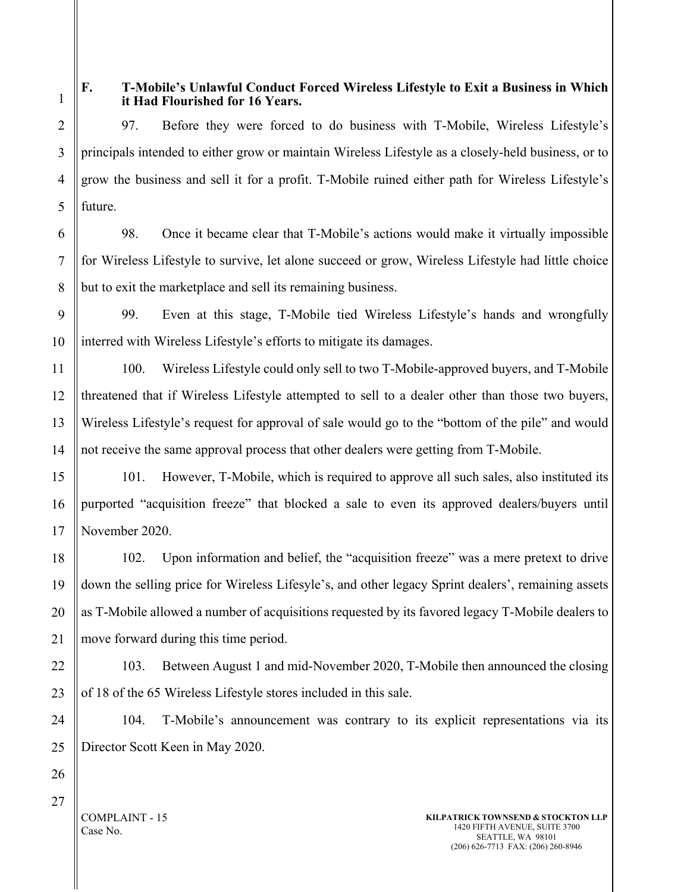### F. T-Mobile's Unlawful Conduct Forced Wireless Lifestyle to Exit a Business in Which it Had Flourished for 16 Years.

97. Before they were forced to do business with T-Mobile, Wireless Lifestyle's principals intended to either grow or maintain Wireless Lifestyle as a closely-held business, or to grow the business and sell it for a profit. T-Mobile ruined either path for Wireless Lifestyle's future.

98. Once it became clear that T-Mobile's actions would make it virtually impossible for Wireless Lifestyle to survive, let alone succeed or grow, Wireless Lifestyle had little choice but to exit the marketplace and sell its remaining business.

99. Even at this stage, T-Mobile tied Wireless Lifestyle's hands and wrongfully interred with Wireless Lifestyle's efforts to mitigate its damages.

100. Wireless Lifestyle could only sell to two T-Mobile-approved buyers, and T-Mobile threatened that if Wireless Lifestyle attempted to sell to a dealer other than those two buyers, Wireless Lifestyle's request for approval of sale would go to the "bottom of the pile" and would not receive the same approval process that other dealers were getting from T-Mobile.

101. However, T-Mobile, which is required to approve all such sales, also instituted its purported "acquisition freeze" that blocked a sale to even its approved dealers/buyers until November 2020.

102. Upon information and belief, the "acquisition freeze" was a mere pretext to drive down the selling price for Wireless Lifesyle's, and other legacy Sprint dealers', remaining assets as T-Mobile allowed a number of acquisitions requested by its favored legacy T-Mobile dealers to move forward during this time period.

103. Between August 1 and mid-November 2020, T-Mobile then announced the closing of 18 of the 65 Wireless Lifestyle stores included in this sale.

104. T-Mobile's announcement was contrary to its explicit representations via its Director Scott Keen in May 2020.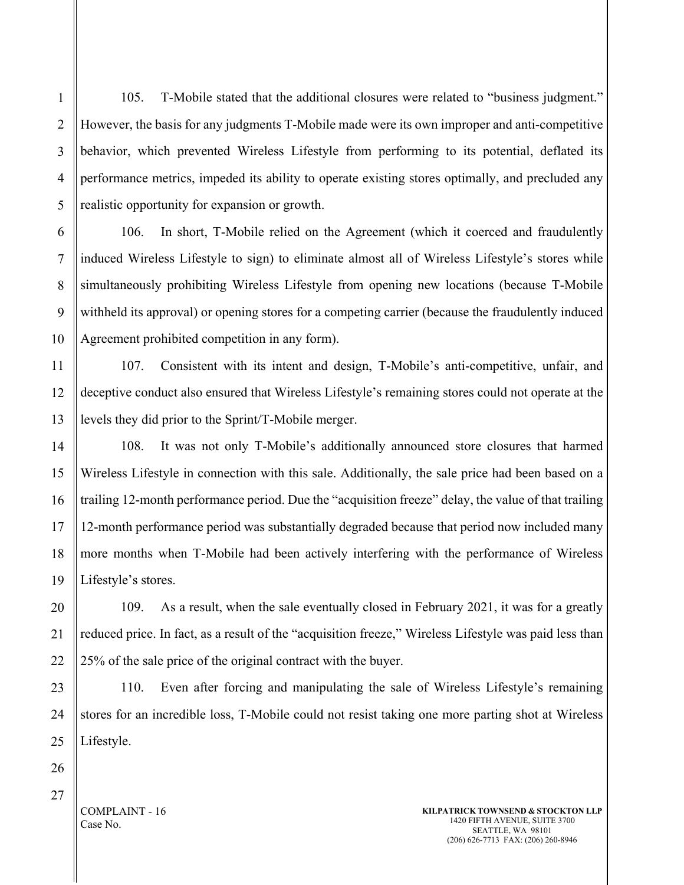105. T-Mobile stated that the additional closures were related to "business judgment." However, the basis for any judgments T-Mobile made were its own improper and anti-competitive behavior, which prevented Wireless Lifestyle from performing to its potential, deflated its performance metrics, impeded its ability to operate existing stores optimally, and precluded any realistic opportunity for expansion or growth.

106. In short, T-Mobile relied on the Agreement (which it coerced and fraudulently induced Wireless Lifestyle to sign) to eliminate almost all of Wireless Lifestyle's stores while simultaneously prohibiting Wireless Lifestyle from opening new locations (because T-Mobile withheld its approval) or opening stores for a competing carrier (because the fraudulently induced Agreement prohibited competition in any form).

107. Consistent with its intent and design, T-Mobile's anti-competitive, unfair, and deceptive conduct also ensured that Wireless Lifestyle's remaining stores could not operate at the levels they did prior to the Sprint/T-Mobile merger.

108. It was not only T-Mobile's additionally announced store closures that harmed Wireless Lifestyle in connection with this sale. Additionally, the sale price had been based on a trailing 12-month performance period. Due the "acquisition freeze" delay, the value of that trailing 12-month performance period was substantially degraded because that period now included many more months when T-Mobile had been actively interfering with the performance of Wireless Lifestyle's stores.

109. As a result, when the sale eventually closed in February 2021, it was for a greatly reduced price. In fact, as a result of the "acquisition freeze," Wireless Lifestyle was paid less than 25% of the sale price of the original contract with the buyer.

110. Even after forcing and manipulating the sale of Wireless Lifestyle's remaining stores for an incredible loss, T-Mobile could not resist taking one more parting shot at Wireless Lifestyle.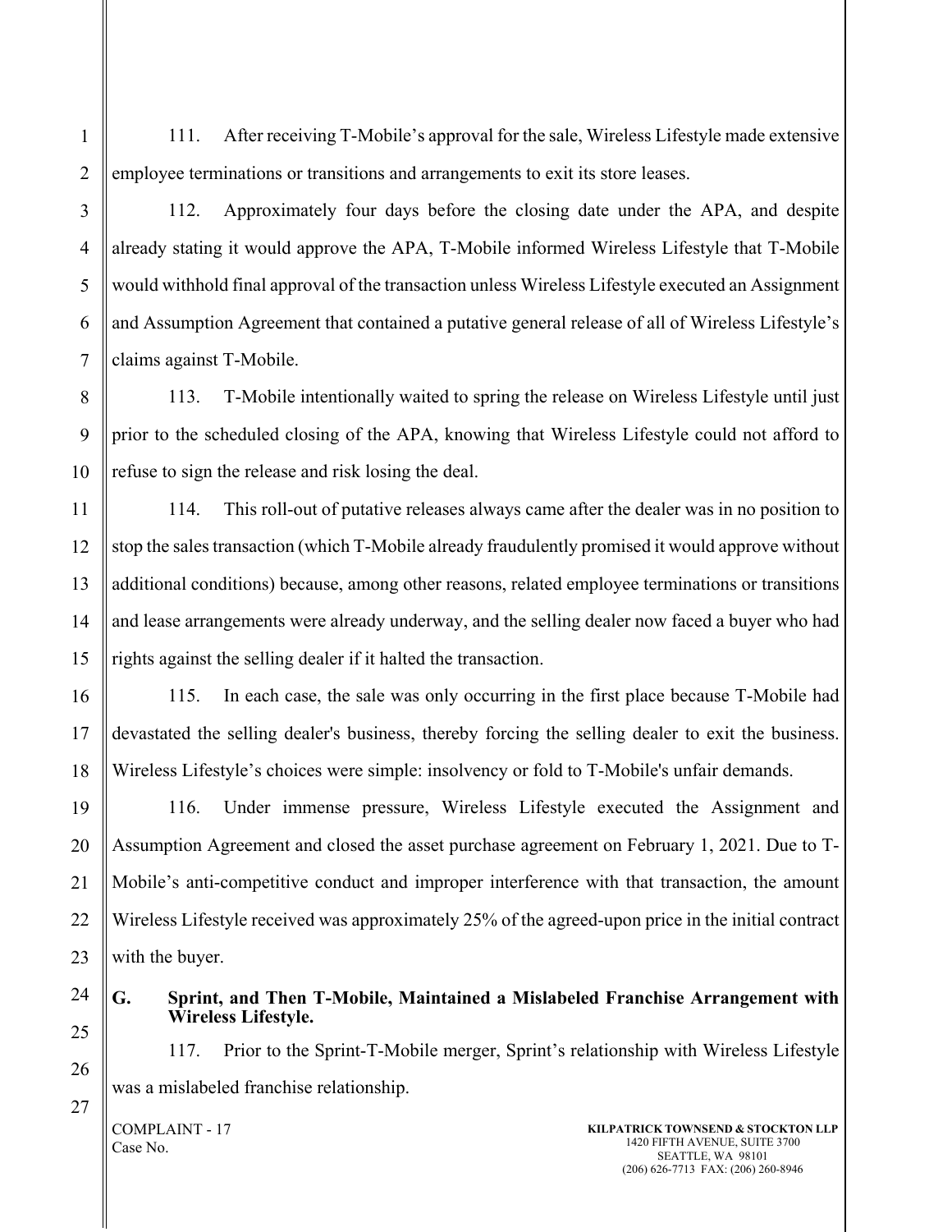111. After receiving T-Mobile's approval for the sale, Wireless Lifestyle made extensive employee terminations or transitions and arrangements to exit its store leases.

112. Approximately four days before the closing date under the APA, and despite already stating it would approve the APA, T-Mobile informed Wireless Lifestyle that T-Mobile would withhold final approval of the transaction unless Wireless Lifestyle executed an Assignment and Assumption Agreement that contained a putative general release of all of Wireless Lifestyle's claims against T-Mobile.

113. T-Mobile intentionally waited to spring the release on Wireless Lifestyle until just prior to the scheduled closing of the APA, knowing that Wireless Lifestyle could not afford to refuse to sign the release and risk losing the deal.

114. This roll-out of putative releases always came after the dealer was in no position to stop the sales transaction (which T-Mobile already fraudulently promised it would approve without additional conditions) because, among other reasons, related employee terminations or transitions and lease arrangements were already underway, and the selling dealer now faced a buyer who had rights against the selling dealer if it halted the transaction.

115. In each case, the sale was only occurring in the first place because T-Mobile had devastated the selling dealer's business, thereby forcing the selling dealer to exit the business. Wireless Lifestyle's choices were simple: insolvency or fold to T-Mobile's unfair demands.

116. Under immense pressure, Wireless Lifestyle executed the Assignment and Assumption Agreement and closed the asset purchase agreement on February 1, 2021. Due to T-Mobile's anti-competitive conduct and improper interference with that transaction, the amount Wireless Lifestyle received was approximately 25% of the agreed-upon price in the initial contract with the buyer.

### G. Sprint, and Then T-Mobile, Maintained a Mislabeled Franchise Arrangement with Wireless Lifestyle.

117. Prior to the Sprint-T-Mobile merger, Sprint's relationship with Wireless Lifestyle was a mislabeled franchise relationship.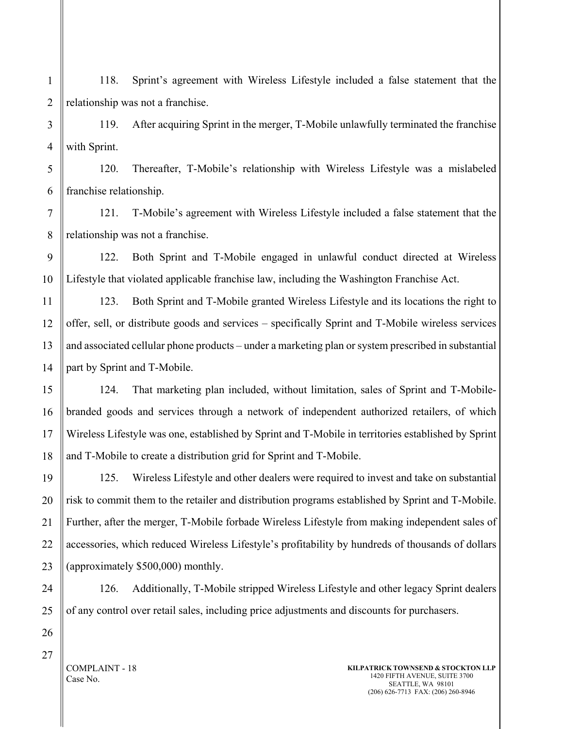118. Sprint's agreement with Wireless Lifestyle included a false statement that the relationship was not a franchise.

119. After acquiring Sprint in the merger, T-Mobile unlawfully terminated the franchise with Sprint.

120. Thereafter, T-Mobile's relationship with Wireless Lifestyle was a mislabeled franchise relationship.

121. T-Mobile's agreement with Wireless Lifestyle included a false statement that the relationship was not a franchise.

122. Both Sprint and T-Mobile engaged in unlawful conduct directed at Wireless Lifestyle that violated applicable franchise law, including the Washington Franchise Act.

123. Both Sprint and T-Mobile granted Wireless Lifestyle and its locations the right to offer, sell, or distribute goods and services – specifically Sprint and T-Mobile wireless services and associated cellular phone products – under a marketing plan or system prescribed in substantial part by Sprint and T-Mobile.

124. That marketing plan included, without limitation, sales of Sprint and T-Mobile-branded goods and services through a network of independent authorized retailers, of which Wireless Lifestyle was one, established by Sprint and T-Mobile in territories established by Sprint and T-Mobile to create a distribution grid for Sprint and T-Mobile.

125. Wireless Lifestyle and other dealers were required to invest and take on substantial risk to commit them to the retailer and distribution programs established by Sprint and T-Mobile. Further, after the merger, T-Mobile forbade Wireless Lifestyle from making independent sales of accessories, which reduced Wireless Lifestyle's profitability by hundreds of thousands of dollars (approximately $500,000) monthly.

126. Additionally, T-Mobile stripped Wireless Lifestyle and other legacy Sprint dealers of any control over retail sales, including price adjustments and discounts for purchasers.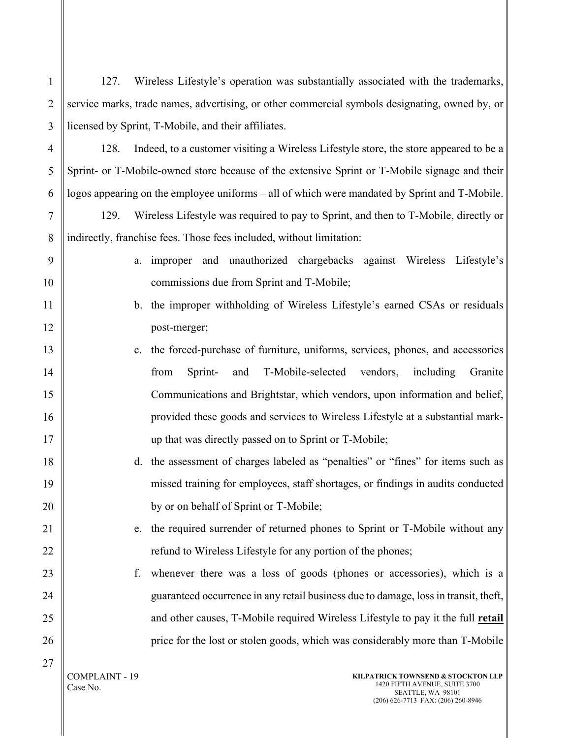127. Wireless Lifestyle's operation was substantially associated with the trademarks, service marks, trade names, advertising, or other commercial symbols designating, owned by, or licensed by Sprint, T-Mobile, and their affiliates.

128. Indeed, to a customer visiting a Wireless Lifestyle store, the store appeared to be a Sprint- or T-Mobile-owned store because of the extensive Sprint or T-Mobile signage and their logos appearing on the employee uniforms – all of which were mandated by Sprint and T-Mobile.

129. Wireless Lifestyle was required to pay to Sprint, and then to T-Mobile, directly or indirectly, franchise fees. Those fees included, without limitation:

a. improper and unauthorized chargebacks against Wireless Lifestyle's commissions due from Sprint and T-Mobile;

b. the improper withholding of Wireless Lifestyle's earned CSAs or residuals post-merger;

c. the forced-purchase of furniture, uniforms, services, phones, and accessories from Sprint- and T-Mobile-selected vendors, including Granite Communications and Brightstar, which vendors, upon information and belief, provided these goods and services to Wireless Lifestyle at a substantial mark-up that was directly passed on to Sprint or T-Mobile;

d. the assessment of charges labeled as "penalties" or "fines" for items such as missed training for employees, staff shortages, or findings in audits conducted by or on behalf of Sprint or T-Mobile;

e. the required surrender of returned phones to Sprint or T-Mobile without any refund to Wireless Lifestyle for any portion of the phones;

f. whenever there was a loss of goods (phones or accessories), which is a guaranteed occurrence in any retail business due to damage, loss in transit, theft, and other causes, T-Mobile required Wireless Lifestyle to pay it the full **<u>retail</u>** price for the lost or stolen goods, which was considerably more than T-Mobile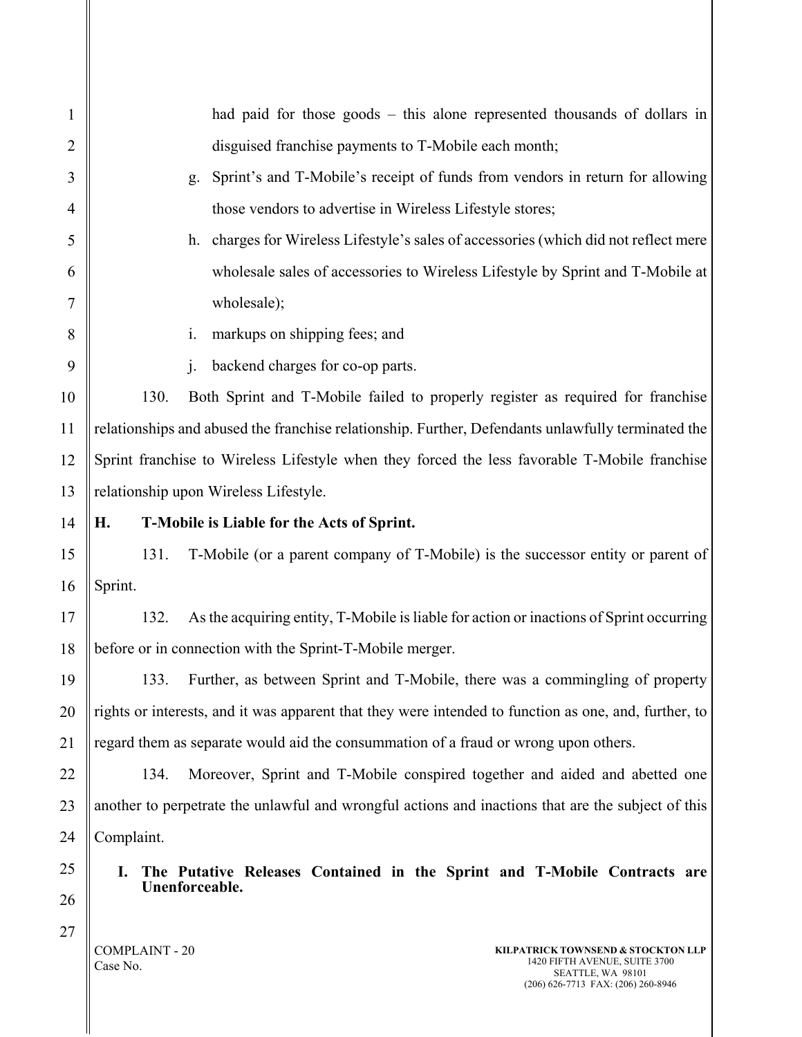had paid for those goods – this alone represented thousands of dollars in disguised franchise payments to T-Mobile each month;

g. Sprint's and T-Mobile's receipt of funds from vendors in return for allowing those vendors to advertise in Wireless Lifestyle stores;

h. charges for Wireless Lifestyle's sales of accessories (which did not reflect mere wholesale sales of accessories to Wireless Lifestyle by Sprint and T-Mobile at wholesale);

i. markups on shipping fees; and

j. backend charges for co-op parts.

130. Both Sprint and T-Mobile failed to properly register as required for franchise relationships and abused the franchise relationship. Further, Defendants unlawfully terminated the Sprint franchise to Wireless Lifestyle when they forced the less favorable T-Mobile franchise relationship upon Wireless Lifestyle.

## H. T-Mobile is Liable for the Acts of Sprint.

131. T-Mobile (or a parent company of T-Mobile) is the successor entity or parent of Sprint.

132. As the acquiring entity, T-Mobile is liable for action or inactions of Sprint occurring before or in connection with the Sprint-T-Mobile merger.

133. Further, as between Sprint and T-Mobile, there was a commingling of property rights or interests, and it was apparent that they were intended to function as one, and, further, to regard them as separate would aid the consummation of a fraud or wrong upon others.

134. Moreover, Sprint and T-Mobile conspired together and aided and abetted one another to perpetrate the unlawful and wrongful actions and inactions that are the subject of this Complaint.

## I. The Putative Releases Contained in the Sprint and T-Mobile Contracts are Unenforceable.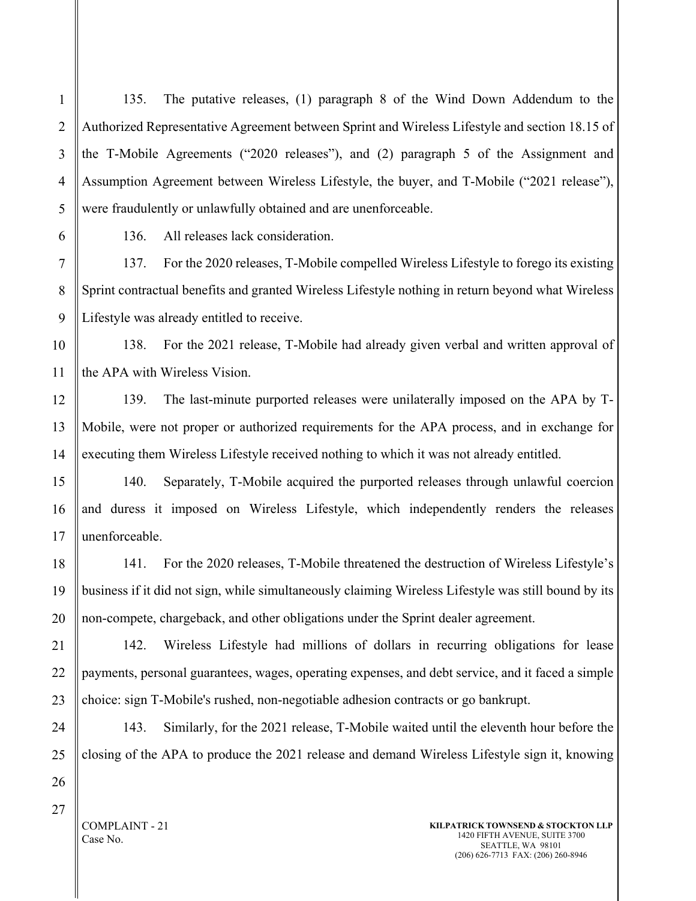135. The putative releases, (1) paragraph 8 of the Wind Down Addendum to the Authorized Representative Agreement between Sprint and Wireless Lifestyle and section 18.15 of the T-Mobile Agreements ("2020 releases"), and (2) paragraph 5 of the Assignment and Assumption Agreement between Wireless Lifestyle, the buyer, and T-Mobile ("2021 release"), were fraudulently or unlawfully obtained and are unenforceable.

136. All releases lack consideration.

137. For the 2020 releases, T-Mobile compelled Wireless Lifestyle to forego its existing Sprint contractual benefits and granted Wireless Lifestyle nothing in return beyond what Wireless Lifestyle was already entitled to receive.

138. For the 2021 release, T-Mobile had already given verbal and written approval of the APA with Wireless Vision.

139. The last-minute purported releases were unilaterally imposed on the APA by T-Mobile, were not proper or authorized requirements for the APA process, and in exchange for executing them Wireless Lifestyle received nothing to which it was not already entitled.

140. Separately, T-Mobile acquired the purported releases through unlawful coercion and duress it imposed on Wireless Lifestyle, which independently renders the releases unenforceable.

141. For the 2020 releases, T-Mobile threatened the destruction of Wireless Lifestyle's business if it did not sign, while simultaneously claiming Wireless Lifestyle was still bound by its non-compete, chargeback, and other obligations under the Sprint dealer agreement.

142. Wireless Lifestyle had millions of dollars in recurring obligations for lease payments, personal guarantees, wages, operating expenses, and debt service, and it faced a simple choice: sign T-Mobile's rushed, non-negotiable adhesion contracts or go bankrupt.

143. Similarly, for the 2021 release, T-Mobile waited until the eleventh hour before the closing of the APA to produce the 2021 release and demand Wireless Lifestyle sign it, knowing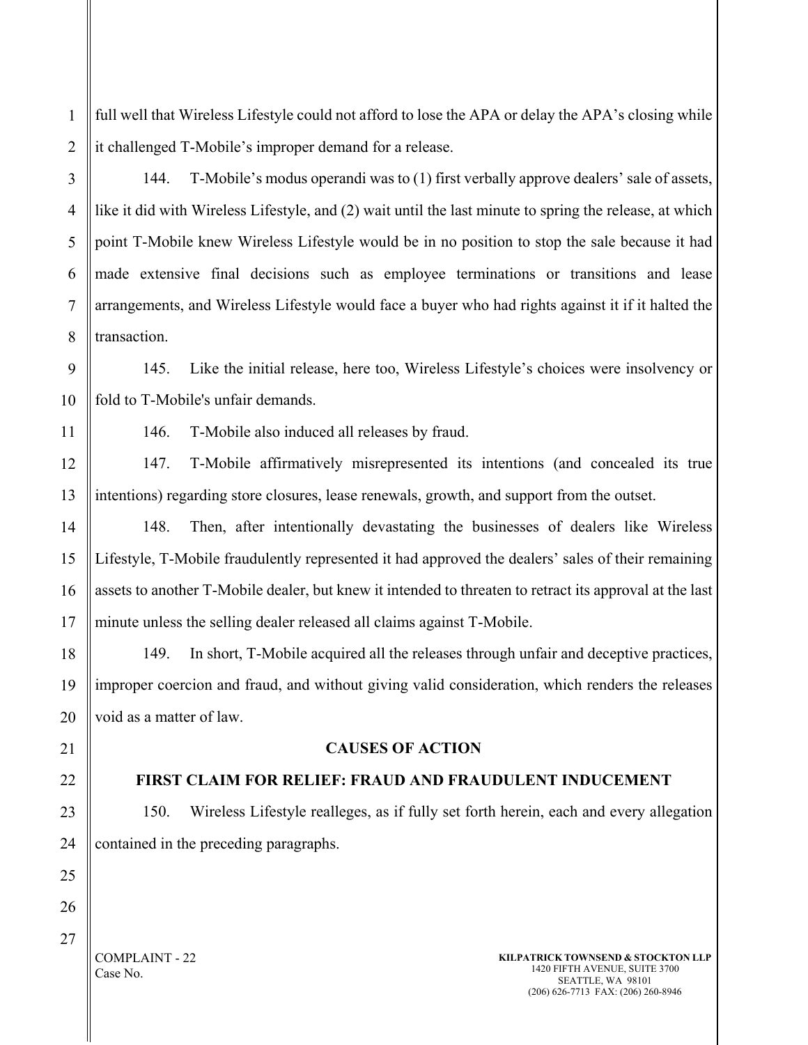full well that Wireless Lifestyle could not afford to lose the APA or delay the APA's closing while it challenged T-Mobile's improper demand for a release.

144. T-Mobile's modus operandi was to (1) first verbally approve dealers' sale of assets, like it did with Wireless Lifestyle, and (2) wait until the last minute to spring the release, at which point T-Mobile knew Wireless Lifestyle would be in no position to stop the sale because it had made extensive final decisions such as employee terminations or transitions and lease arrangements, and Wireless Lifestyle would face a buyer who had rights against it if it halted the transaction.

145. Like the initial release, here too, Wireless Lifestyle's choices were insolvency or fold to T-Mobile's unfair demands.

146. T-Mobile also induced all releases by fraud.

147. T-Mobile affirmatively misrepresented its intentions (and concealed its true intentions) regarding store closures, lease renewals, growth, and support from the outset.

148. Then, after intentionally devastating the businesses of dealers like Wireless Lifestyle, T-Mobile fraudulently represented it had approved the dealers' sales of their remaining assets to another T-Mobile dealer, but knew it intended to threaten to retract its approval at the last minute unless the selling dealer released all claims against T-Mobile.

149. In short, T-Mobile acquired all the releases through unfair and deceptive practices, improper coercion and fraud, and without giving valid consideration, which renders the releases void as a matter of law.

## CAUSES OF ACTION

### FIRST CLAIM FOR RELIEF: FRAUD AND FRAUDULENT INDUCEMENT

150. Wireless Lifestyle realleges, as if fully set forth herein, each and every allegation contained in the preceding paragraphs.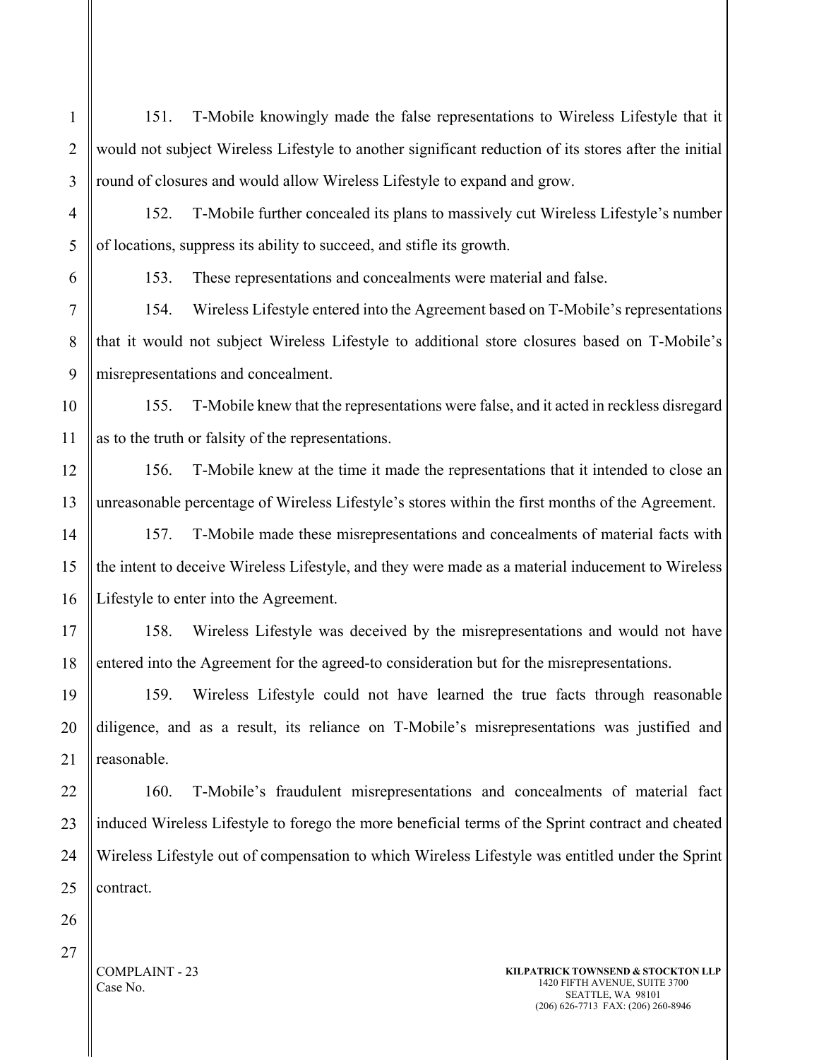151. T-Mobile knowingly made the false representations to Wireless Lifestyle that it would not subject Wireless Lifestyle to another significant reduction of its stores after the initial round of closures and would allow Wireless Lifestyle to expand and grow.

152. T-Mobile further concealed its plans to massively cut Wireless Lifestyle's number of locations, suppress its ability to succeed, and stifle its growth.

153. These representations and concealments were material and false.

154. Wireless Lifestyle entered into the Agreement based on T-Mobile's representations that it would not subject Wireless Lifestyle to additional store closures based on T-Mobile's misrepresentations and concealment.

155. T-Mobile knew that the representations were false, and it acted in reckless disregard as to the truth or falsity of the representations.

156. T-Mobile knew at the time it made the representations that it intended to close an unreasonable percentage of Wireless Lifestyle's stores within the first months of the Agreement.

157. T-Mobile made these misrepresentations and concealments of material facts with the intent to deceive Wireless Lifestyle, and they were made as a material inducement to Wireless Lifestyle to enter into the Agreement.

158. Wireless Lifestyle was deceived by the misrepresentations and would not have entered into the Agreement for the agreed-to consideration but for the misrepresentations.

159. Wireless Lifestyle could not have learned the true facts through reasonable diligence, and as a result, its reliance on T-Mobile's misrepresentations was justified and reasonable.

160. T-Mobile's fraudulent misrepresentations and concealments of material fact induced Wireless Lifestyle to forego the more beneficial terms of the Sprint contract and cheated Wireless Lifestyle out of compensation to which Wireless Lifestyle was entitled under the Sprint contract.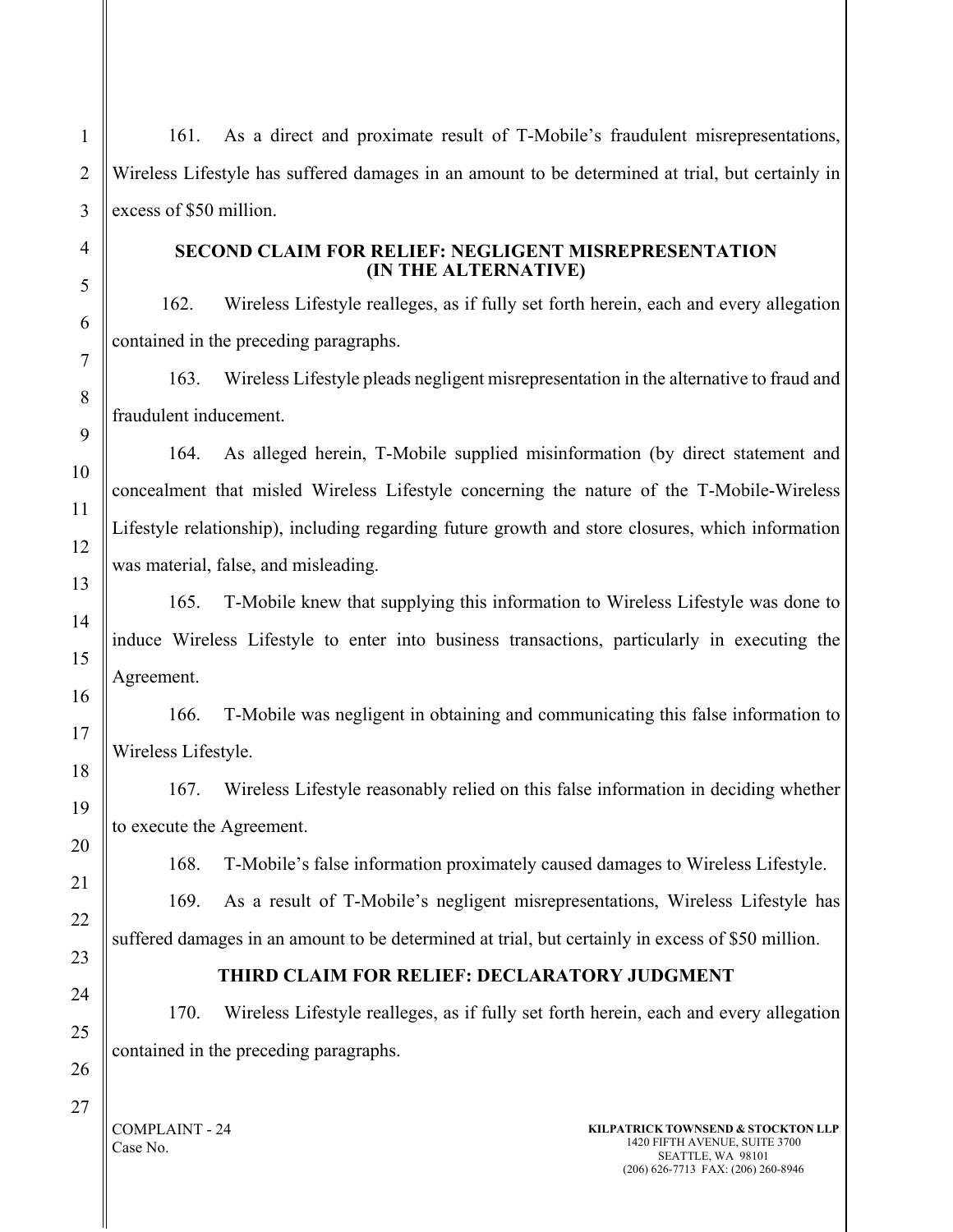161. As a direct and proximate result of T-Mobile's fraudulent misrepresentations, Wireless Lifestyle has suffered damages in an amount to be determined at trial, but certainly in excess of $50 million.

## SECOND CLAIM FOR RELIEF: NEGLIGENT MISREPRESENTATION (IN THE ALTERNATIVE)

162. Wireless Lifestyle realleges, as if fully set forth herein, each and every allegation contained in the preceding paragraphs.

163. Wireless Lifestyle pleads negligent misrepresentation in the alternative to fraud and fraudulent inducement.

164. As alleged herein, T-Mobile supplied misinformation (by direct statement and concealment that misled Wireless Lifestyle concerning the nature of the T-Mobile-Wireless Lifestyle relationship), including regarding future growth and store closures, which information was material, false, and misleading.

165. T-Mobile knew that supplying this information to Wireless Lifestyle was done to induce Wireless Lifestyle to enter into business transactions, particularly in executing the Agreement.

166. T-Mobile was negligent in obtaining and communicating this false information to Wireless Lifestyle.

167. Wireless Lifestyle reasonably relied on this false information in deciding whether to execute the Agreement.

168. T-Mobile's false information proximately caused damages to Wireless Lifestyle.

169. As a result of T-Mobile's negligent misrepresentations, Wireless Lifestyle has suffered damages in an amount to be determined at trial, but certainly in excess of $50 million.

## THIRD CLAIM FOR RELIEF: DECLARATORY JUDGMENT

170. Wireless Lifestyle realleges, as if fully set forth herein, each and every allegation contained in the preceding paragraphs.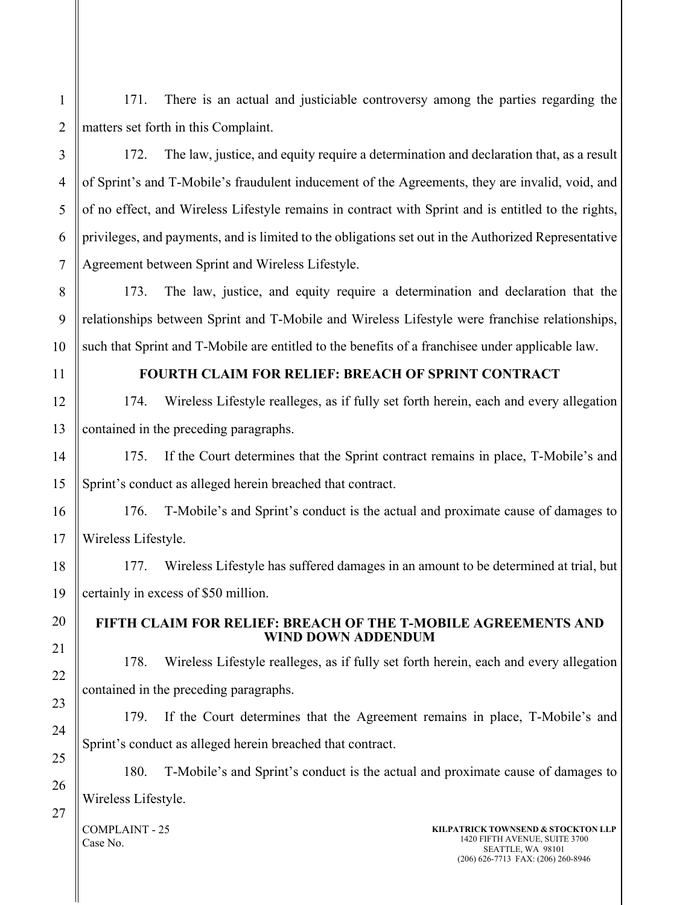171. There is an actual and justiciable controversy among the parties regarding the matters set forth in this Complaint.

172. The law, justice, and equity require a determination and declaration that, as a result of Sprint's and T-Mobile's fraudulent inducement of the Agreements, they are invalid, void, and of no effect, and Wireless Lifestyle remains in contract with Sprint and is entitled to the rights, privileges, and payments, and is limited to the obligations set out in the Authorized Representative Agreement between Sprint and Wireless Lifestyle.

173. The law, justice, and equity require a determination and declaration that the relationships between Sprint and T-Mobile and Wireless Lifestyle were franchise relationships, such that Sprint and T-Mobile are entitled to the benefits of a franchisee under applicable law.

**FOURTH CLAIM FOR RELIEF: BREACH OF SPRINT CONTRACT**

174. Wireless Lifestyle realleges, as if fully set forth herein, each and every allegation contained in the preceding paragraphs.

175. If the Court determines that the Sprint contract remains in place, T-Mobile's and Sprint's conduct as alleged herein breached that contract.

176. T-Mobile's and Sprint's conduct is the actual and proximate cause of damages to Wireless Lifestyle.

177. Wireless Lifestyle has suffered damages in an amount to be determined at trial, but certainly in excess of $50 million.

**FIFTH CLAIM FOR RELIEF: BREACH OF THE T-MOBILE AGREEMENTS AND WIND DOWN ADDENDUM**

178. Wireless Lifestyle realleges, as if fully set forth herein, each and every allegation contained in the preceding paragraphs.

179. If the Court determines that the Agreement remains in place, T-Mobile's and Sprint's conduct as alleged herein breached that contract.

180. T-Mobile's and Sprint's conduct is the actual and proximate cause of damages to Wireless Lifestyle.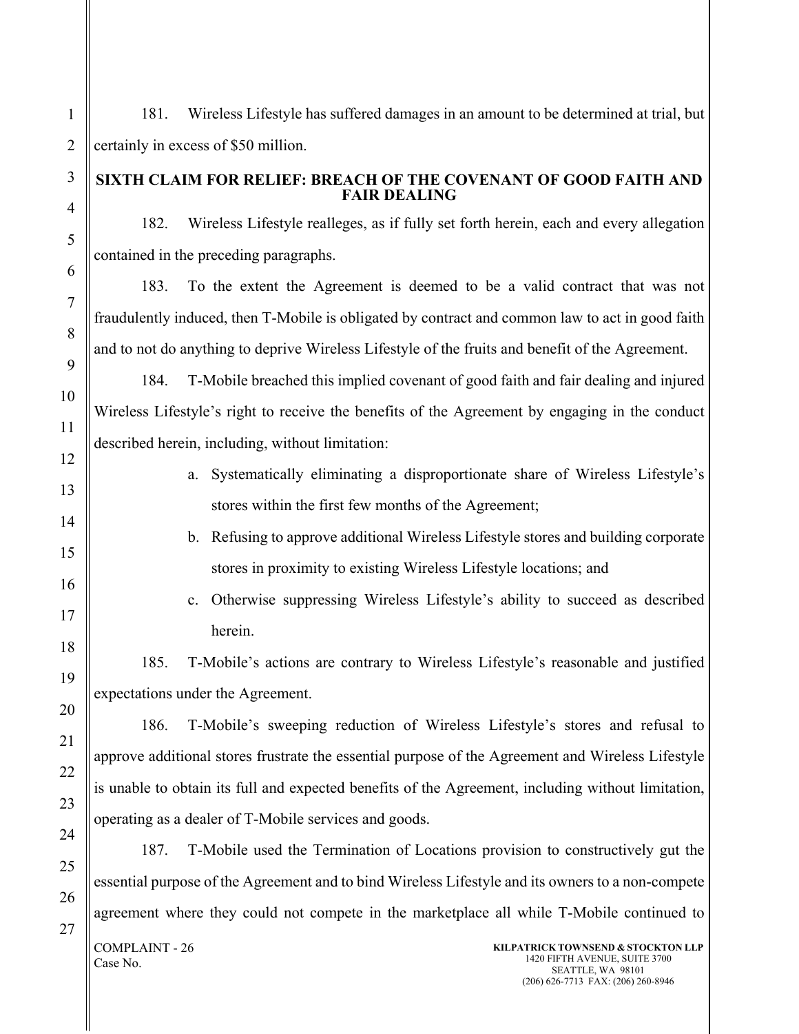181. Wireless Lifestyle has suffered damages in an amount to be determined at trial, but certainly in excess of $50 million.

**SIXTH CLAIM FOR RELIEF: BREACH OF THE COVENANT OF GOOD FAITH AND FAIR DEALING**

182. Wireless Lifestyle realleges, as if fully set forth herein, each and every allegation contained in the preceding paragraphs.

183. To the extent the Agreement is deemed to be a valid contract that was not fraudulently induced, then T-Mobile is obligated by contract and common law to act in good faith and to not do anything to deprive Wireless Lifestyle of the fruits and benefit of the Agreement.

184. T-Mobile breached this implied covenant of good faith and fair dealing and injured Wireless Lifestyle's right to receive the benefits of the Agreement by engaging in the conduct described herein, including, without limitation:

a. Systematically eliminating a disproportionate share of Wireless Lifestyle's stores within the first few months of the Agreement;

b. Refusing to approve additional Wireless Lifestyle stores and building corporate stores in proximity to existing Wireless Lifestyle locations; and

c. Otherwise suppressing Wireless Lifestyle's ability to succeed as described herein.

185. T-Mobile's actions are contrary to Wireless Lifestyle's reasonable and justified expectations under the Agreement.

186. T-Mobile's sweeping reduction of Wireless Lifestyle's stores and refusal to approve additional stores frustrate the essential purpose of the Agreement and Wireless Lifestyle is unable to obtain its full and expected benefits of the Agreement, including without limitation, operating as a dealer of T-Mobile services and goods.

187. T-Mobile used the Termination of Locations provision to constructively gut the essential purpose of the Agreement and to bind Wireless Lifestyle and its owners to a non-compete agreement where they could not compete in the marketplace all while T-Mobile continued to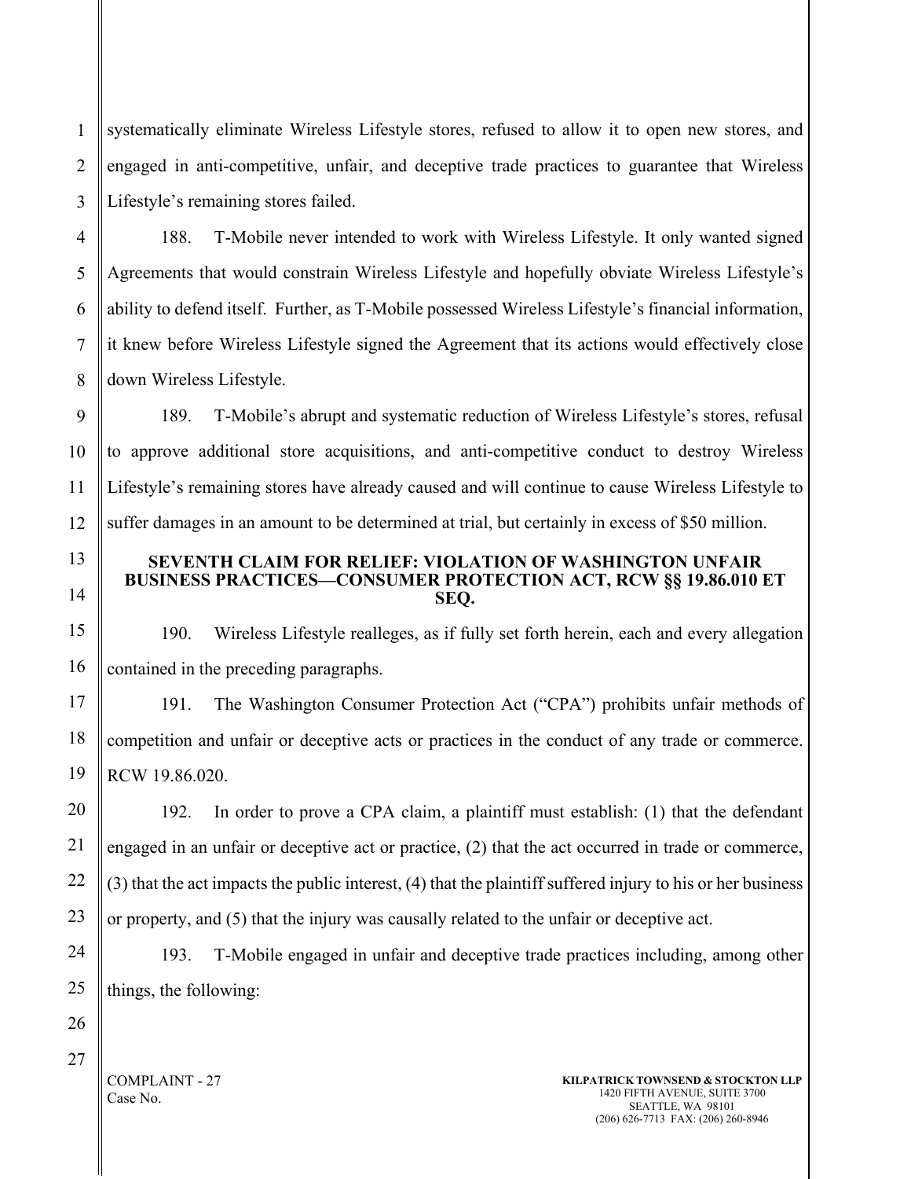systematically eliminate Wireless Lifestyle stores, refused to allow it to open new stores, and engaged in anti-competitive, unfair, and deceptive trade practices to guarantee that Wireless Lifestyle's remaining stores failed.

188. T-Mobile never intended to work with Wireless Lifestyle. It only wanted signed Agreements that would constrain Wireless Lifestyle and hopefully obviate Wireless Lifestyle's ability to defend itself. Further, as T-Mobile possessed Wireless Lifestyle's financial information, it knew before Wireless Lifestyle signed the Agreement that its actions would effectively close down Wireless Lifestyle.

189. T-Mobile's abrupt and systematic reduction of Wireless Lifestyle's stores, refusal to approve additional store acquisitions, and anti-competitive conduct to destroy Wireless Lifestyle's remaining stores have already caused and will continue to cause Wireless Lifestyle to suffer damages in an amount to be determined at trial, but certainly in excess of $50 million.

## SEVENTH CLAIM FOR RELIEF: VIOLATION OF WASHINGTON UNFAIR BUSINESS PRACTICES—CONSUMER PROTECTION ACT, RCW §§ 19.86.010 ET SEQ.

190. Wireless Lifestyle realleges, as if fully set forth herein, each and every allegation contained in the preceding paragraphs.

191. The Washington Consumer Protection Act ("CPA") prohibits unfair methods of competition and unfair or deceptive acts or practices in the conduct of any trade or commerce. RCW 19.86.020.

192. In order to prove a CPA claim, a plaintiff must establish: (1) that the defendant engaged in an unfair or deceptive act or practice, (2) that the act occurred in trade or commerce, (3) that the act impacts the public interest, (4) that the plaintiff suffered injury to his or her business or property, and (5) that the injury was causally related to the unfair or deceptive act.

193. T-Mobile engaged in unfair and deceptive trade practices including, among other things, the following: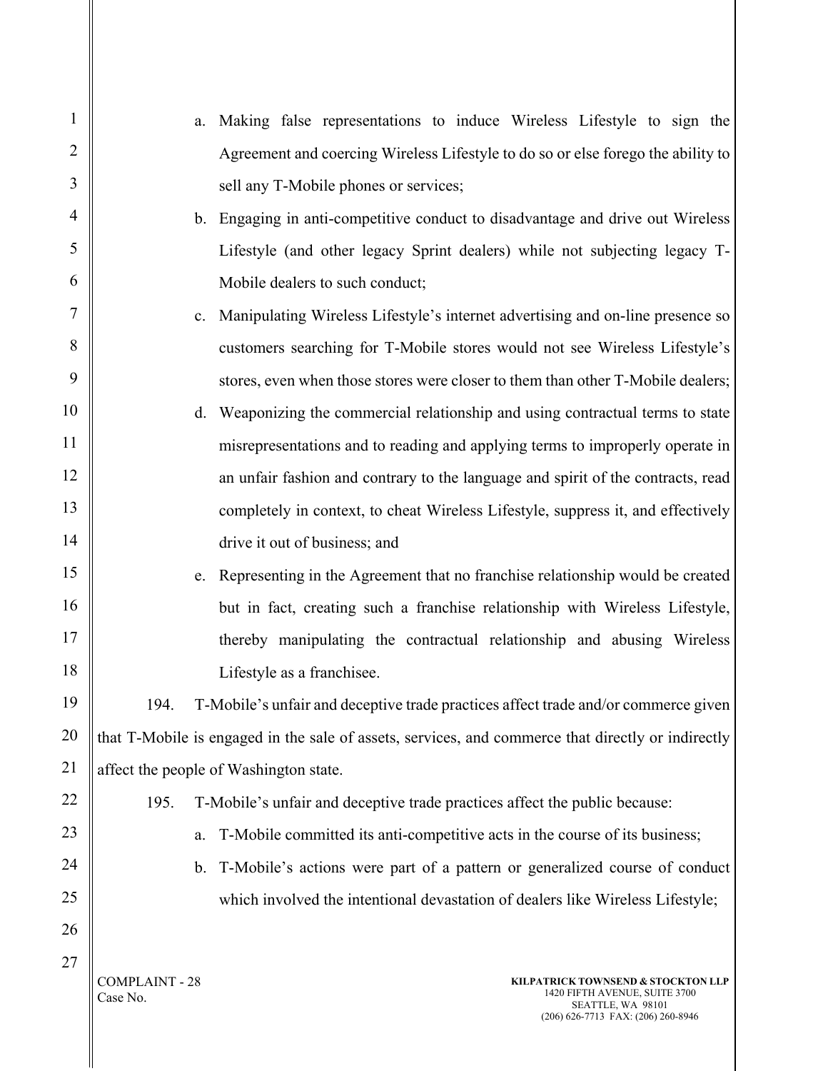a. Making false representations to induce Wireless Lifestyle to sign the Agreement and coercing Wireless Lifestyle to do so or else forego the ability to sell any T-Mobile phones or services;

b. Engaging in anti-competitive conduct to disadvantage and drive out Wireless Lifestyle (and other legacy Sprint dealers) while not subjecting legacy T-Mobile dealers to such conduct;

c. Manipulating Wireless Lifestyle's internet advertising and on-line presence so customers searching for T-Mobile stores would not see Wireless Lifestyle's stores, even when those stores were closer to them than other T-Mobile dealers;

d. Weaponizing the commercial relationship and using contractual terms to state misrepresentations and to reading and applying terms to improperly operate in an unfair fashion and contrary to the language and spirit of the contracts, read completely in context, to cheat Wireless Lifestyle, suppress it, and effectively drive it out of business; and

e. Representing in the Agreement that no franchise relationship would be created but in fact, creating such a franchise relationship with Wireless Lifestyle, thereby manipulating the contractual relationship and abusing Wireless Lifestyle as a franchisee.

194. T-Mobile's unfair and deceptive trade practices affect trade and/or commerce given that T-Mobile is engaged in the sale of assets, services, and commerce that directly or indirectly affect the people of Washington state.

195. T-Mobile's unfair and deceptive trade practices affect the public because:

a. T-Mobile committed its anti-competitive acts in the course of its business;

b. T-Mobile's actions were part of a pattern or generalized course of conduct which involved the intentional devastation of dealers like Wireless Lifestyle;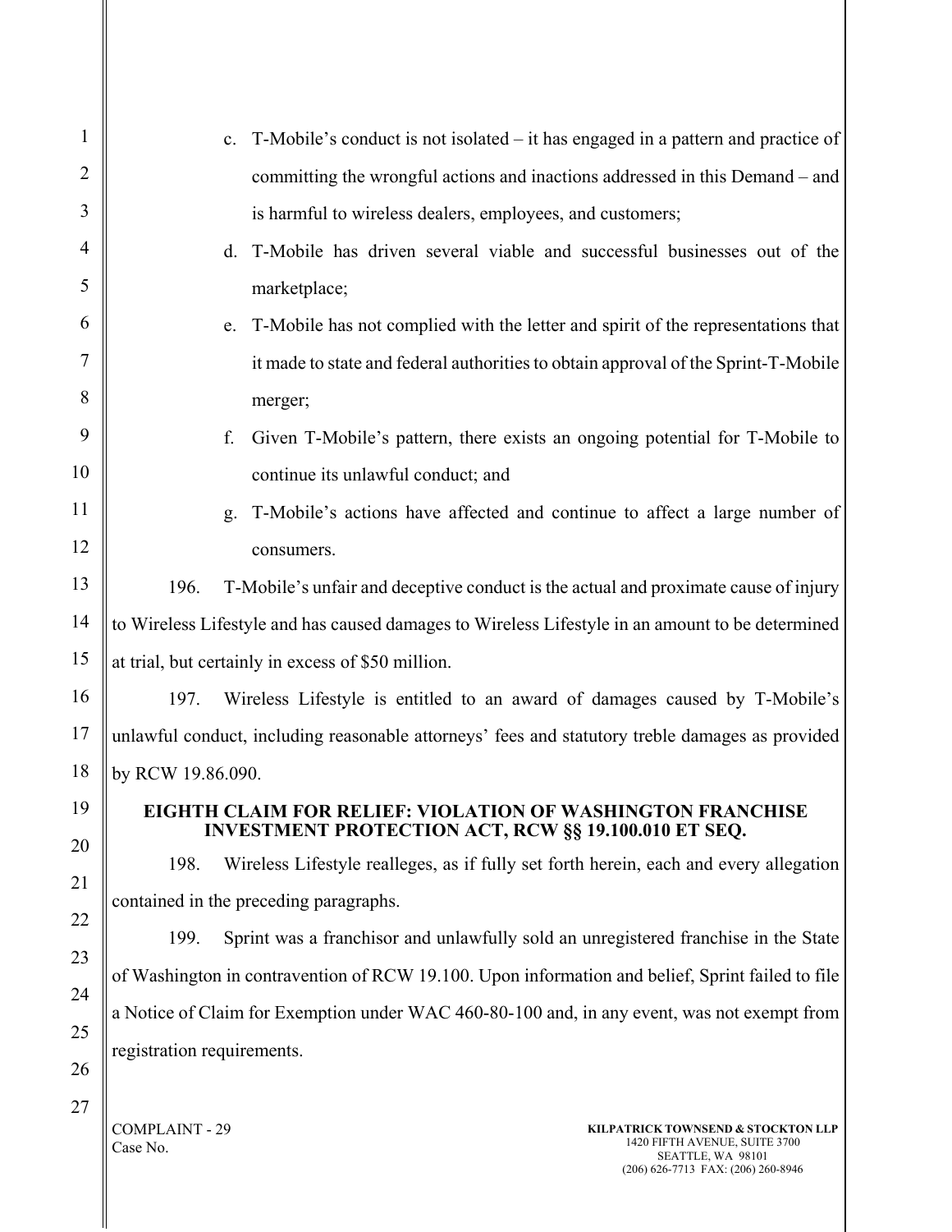c. T-Mobile's conduct is not isolated – it has engaged in a pattern and practice of committing the wrongful actions and inactions addressed in this Demand – and is harmful to wireless dealers, employees, and customers;

d. T-Mobile has driven several viable and successful businesses out of the marketplace;

e. T-Mobile has not complied with the letter and spirit of the representations that it made to state and federal authorities to obtain approval of the Sprint-T-Mobile merger;

f. Given T-Mobile's pattern, there exists an ongoing potential for T-Mobile to continue its unlawful conduct; and

g. T-Mobile's actions have affected and continue to affect a large number of consumers.

196. T-Mobile's unfair and deceptive conduct is the actual and proximate cause of injury to Wireless Lifestyle and has caused damages to Wireless Lifestyle in an amount to be determined at trial, but certainly in excess of $50 million.

197. Wireless Lifestyle is entitled to an award of damages caused by T-Mobile's unlawful conduct, including reasonable attorneys' fees and statutory treble damages as provided by RCW 19.86.090.

**EIGHTH CLAIM FOR RELIEF: VIOLATION OF WASHINGTON FRANCHISE INVESTMENT PROTECTION ACT, RCW §§ 19.100.010 ET SEQ.**

198. Wireless Lifestyle realleges, as if fully set forth herein, each and every allegation contained in the preceding paragraphs.

199. Sprint was a franchisor and unlawfully sold an unregistered franchise in the State of Washington in contravention of RCW 19.100. Upon information and belief, Sprint failed to file a Notice of Claim for Exemption under WAC 460-80-100 and, in any event, was not exempt from registration requirements.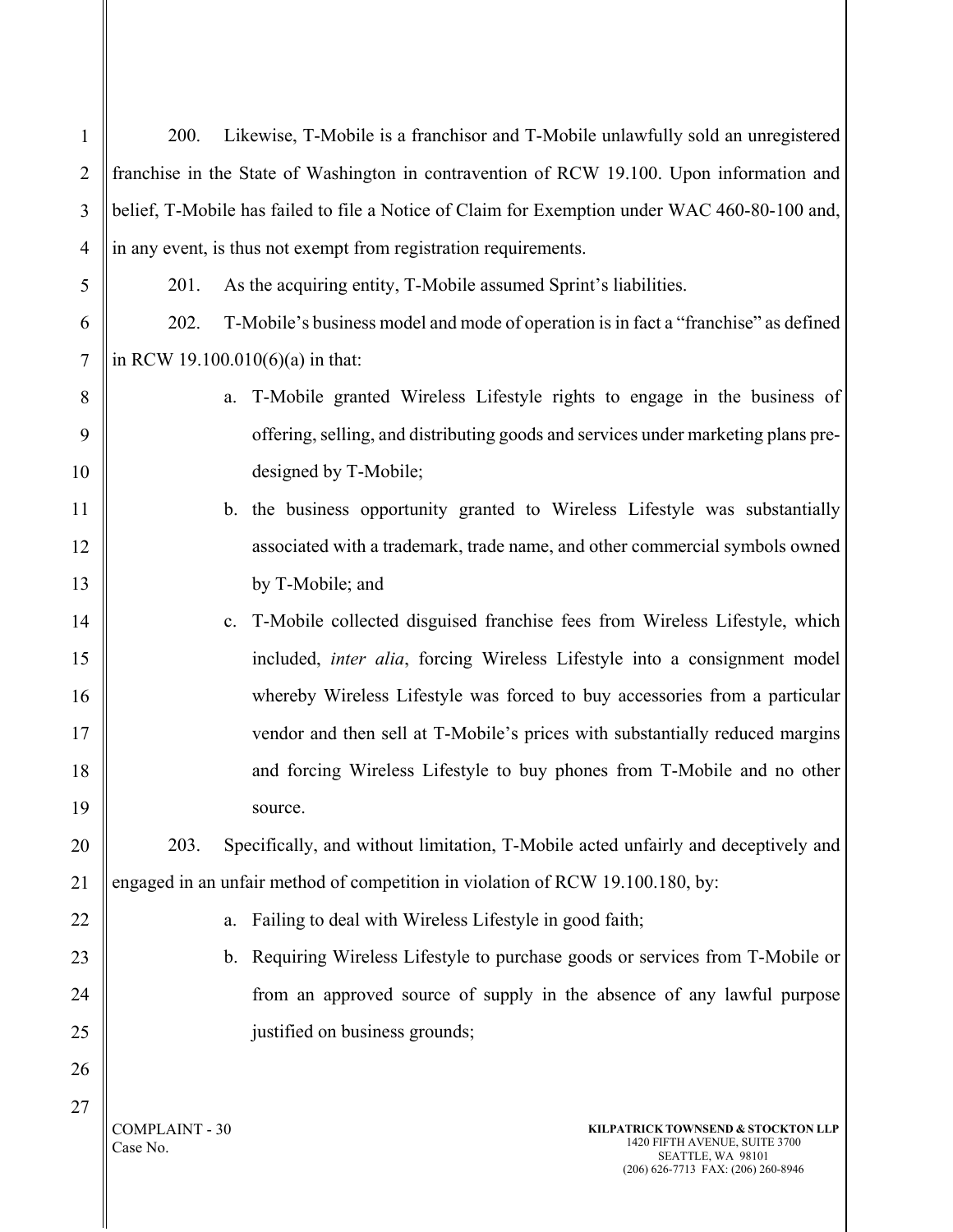200. Likewise, T-Mobile is a franchisor and T-Mobile unlawfully sold an unregistered franchise in the State of Washington in contravention of RCW 19.100. Upon information and belief, T-Mobile has failed to file a Notice of Claim for Exemption under WAC 460-80-100 and, in any event, is thus not exempt from registration requirements.

201. As the acquiring entity, T-Mobile assumed Sprint's liabilities.

202. T-Mobile's business model and mode of operation is in fact a "franchise" as defined in RCW 19.100.010(6)(a) in that:

a. T-Mobile granted Wireless Lifestyle rights to engage in the business of offering, selling, and distributing goods and services under marketing plans pre-designed by T-Mobile;

b. the business opportunity granted to Wireless Lifestyle was substantially associated with a trademark, trade name, and other commercial symbols owned by T-Mobile; and

c. T-Mobile collected disguised franchise fees from Wireless Lifestyle, which included, *inter alia*, forcing Wireless Lifestyle into a consignment model whereby Wireless Lifestyle was forced to buy accessories from a particular vendor and then sell at T-Mobile's prices with substantially reduced margins and forcing Wireless Lifestyle to buy phones from T-Mobile and no other source.

203. Specifically, and without limitation, T-Mobile acted unfairly and deceptively and engaged in an unfair method of competition in violation of RCW 19.100.180, by:

a. Failing to deal with Wireless Lifestyle in good faith;

b. Requiring Wireless Lifestyle to purchase goods or services from T-Mobile or from an approved source of supply in the absence of any lawful purpose justified on business grounds;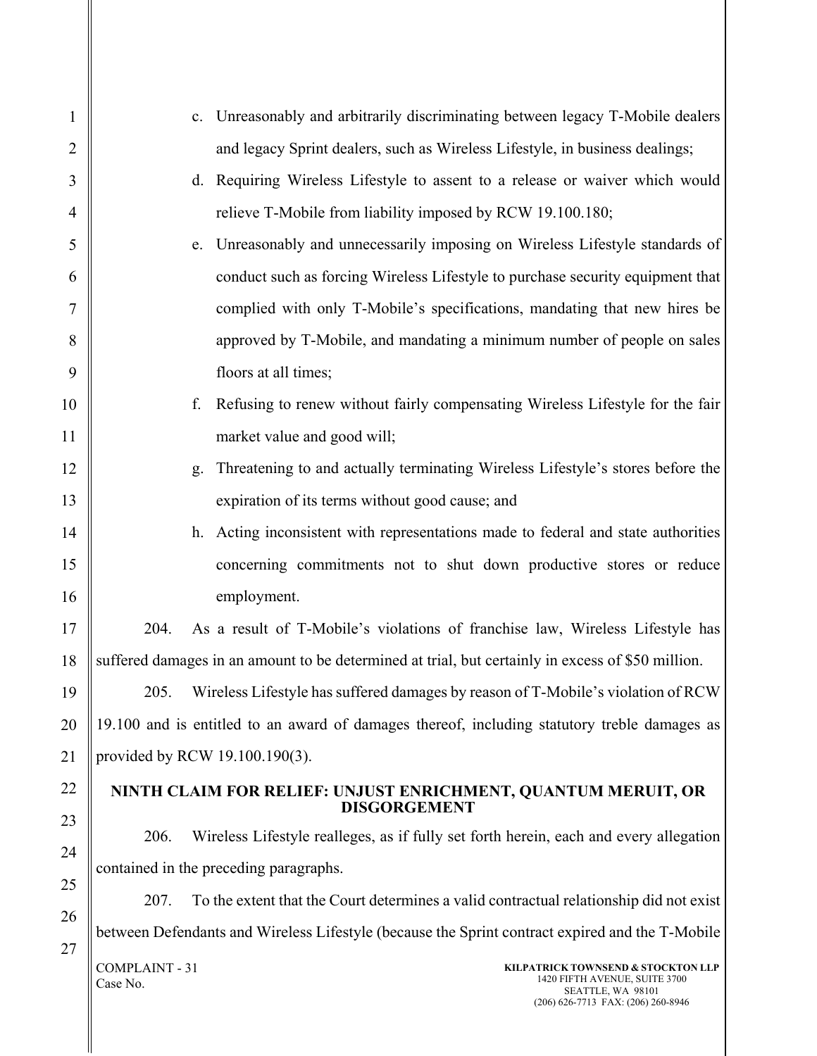c. Unreasonably and arbitrarily discriminating between legacy T-Mobile dealers and legacy Sprint dealers, such as Wireless Lifestyle, in business dealings;

d. Requiring Wireless Lifestyle to assent to a release or waiver which would relieve T-Mobile from liability imposed by RCW 19.100.180;

e. Unreasonably and unnecessarily imposing on Wireless Lifestyle standards of conduct such as forcing Wireless Lifestyle to purchase security equipment that complied with only T-Mobile's specifications, mandating that new hires be approved by T-Mobile, and mandating a minimum number of people on sales floors at all times;

f. Refusing to renew without fairly compensating Wireless Lifestyle for the fair market value and good will;

g. Threatening to and actually terminating Wireless Lifestyle's stores before the expiration of its terms without good cause; and

h. Acting inconsistent with representations made to federal and state authorities concerning commitments not to shut down productive stores or reduce employment.

204. As a result of T-Mobile's violations of franchise law, Wireless Lifestyle has suffered damages in an amount to be determined at trial, but certainly in excess of $50 million.

205. Wireless Lifestyle has suffered damages by reason of T-Mobile's violation of RCW 19.100 and is entitled to an award of damages thereof, including statutory treble damages as provided by RCW 19.100.190(3).

## NINTH CLAIM FOR RELIEF: UNJUST ENRICHMENT, QUANTUM MERUIT, OR DISGORGEMENT

206. Wireless Lifestyle realleges, as if fully set forth herein, each and every allegation contained in the preceding paragraphs.

207. To the extent that the Court determines a valid contractual relationship did not exist between Defendants and Wireless Lifestyle (because the Sprint contract expired and the T-Mobile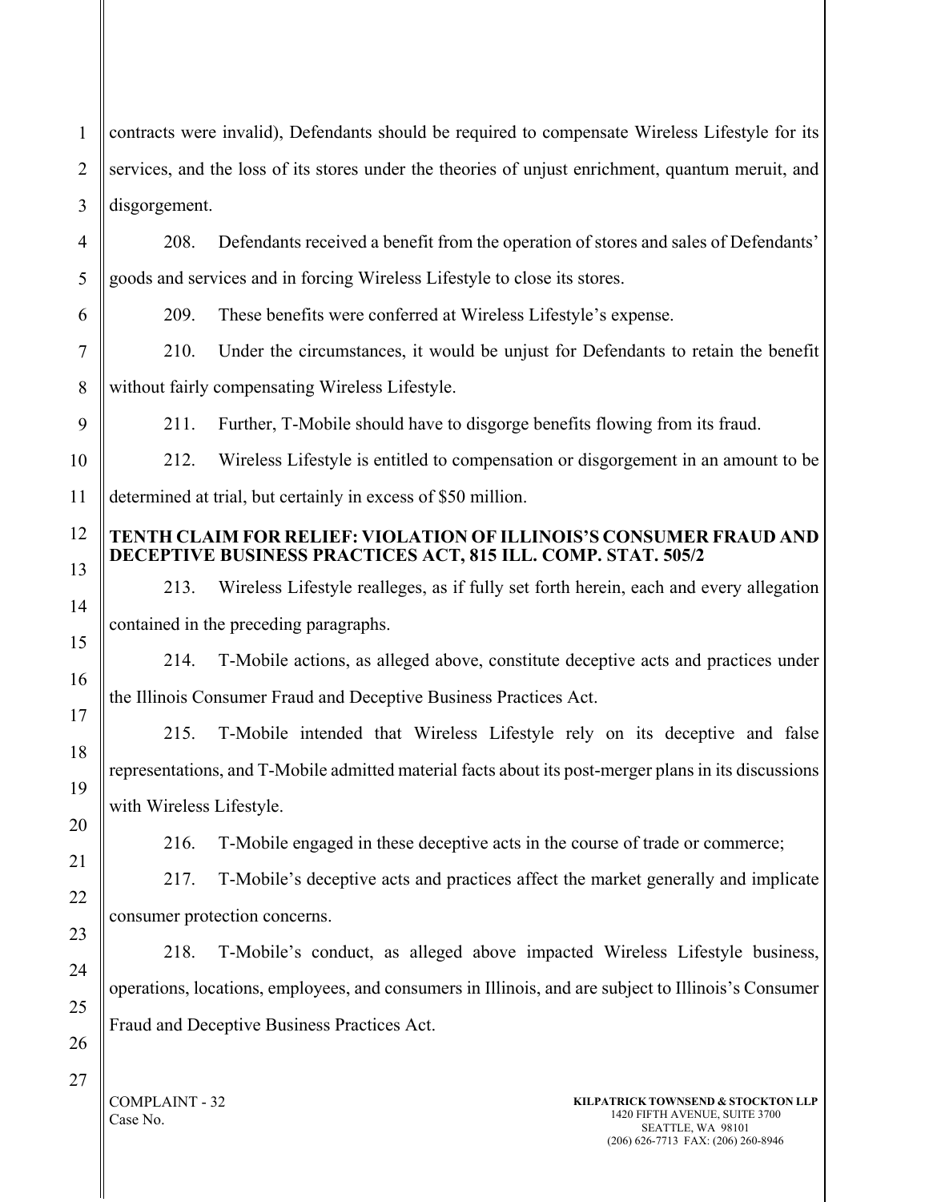contracts were invalid), Defendants should be required to compensate Wireless Lifestyle for its services, and the loss of its stores under the theories of unjust enrichment, quantum meruit, and disgorgement.

208. Defendants received a benefit from the operation of stores and sales of Defendants' goods and services and in forcing Wireless Lifestyle to close its stores.

209. These benefits were conferred at Wireless Lifestyle's expense.

210. Under the circumstances, it would be unjust for Defendants to retain the benefit without fairly compensating Wireless Lifestyle.

211. Further, T-Mobile should have to disgorge benefits flowing from its fraud.

212. Wireless Lifestyle is entitled to compensation or disgorgement in an amount to be determined at trial, but certainly in excess of $50 million.

**TENTH CLAIM FOR RELIEF: VIOLATION OF ILLINOIS'S CONSUMER FRAUD AND DECEPTIVE BUSINESS PRACTICES ACT, 815 ILL. COMP. STAT. 505/2**

213. Wireless Lifestyle realleges, as if fully set forth herein, each and every allegation contained in the preceding paragraphs.

214. T-Mobile actions, as alleged above, constitute deceptive acts and practices under the Illinois Consumer Fraud and Deceptive Business Practices Act.

215. T-Mobile intended that Wireless Lifestyle rely on its deceptive and false representations, and T-Mobile admitted material facts about its post-merger plans in its discussions with Wireless Lifestyle.

216. T-Mobile engaged in these deceptive acts in the course of trade or commerce;

217. T-Mobile's deceptive acts and practices affect the market generally and implicate consumer protection concerns.

218. T-Mobile's conduct, as alleged above impacted Wireless Lifestyle business, operations, locations, employees, and consumers in Illinois, and are subject to Illinois's Consumer Fraud and Deceptive Business Practices Act.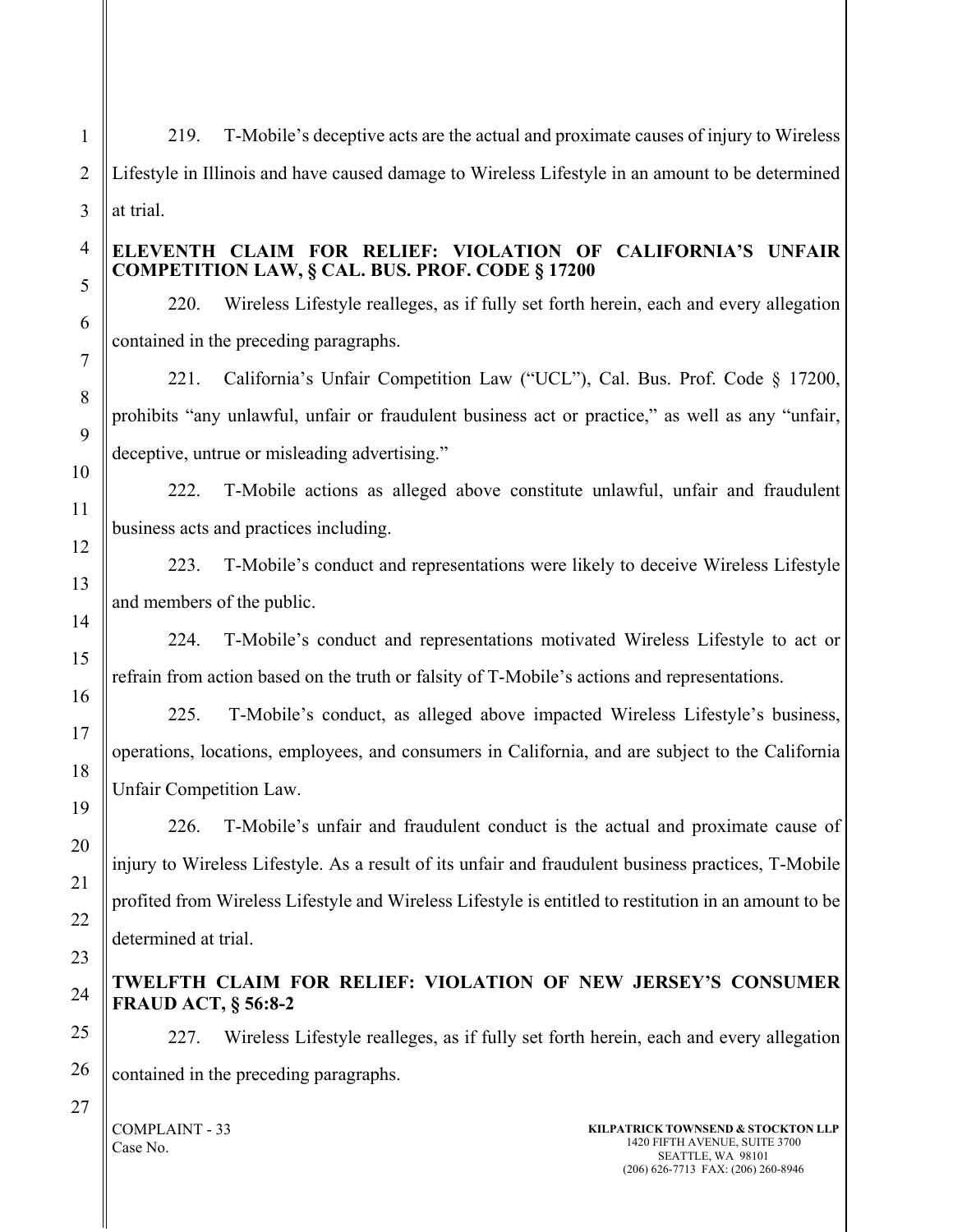219. T-Mobile's deceptive acts are the actual and proximate causes of injury to Wireless Lifestyle in Illinois and have caused damage to Wireless Lifestyle in an amount to be determined at trial.

**ELEVENTH CLAIM FOR RELIEF: VIOLATION OF CALIFORNIA'S UNFAIR COMPETITION LAW, § CAL. BUS. PROF. CODE § 17200**

220. Wireless Lifestyle realleges, as if fully set forth herein, each and every allegation contained in the preceding paragraphs.

221. California's Unfair Competition Law ("UCL"), Cal. Bus. Prof. Code § 17200, prohibits "any unlawful, unfair or fraudulent business act or practice," as well as any "unfair, deceptive, untrue or misleading advertising."

222. T-Mobile actions as alleged above constitute unlawful, unfair and fraudulent business acts and practices including.

223. T-Mobile's conduct and representations were likely to deceive Wireless Lifestyle and members of the public.

224. T-Mobile's conduct and representations motivated Wireless Lifestyle to act or refrain from action based on the truth or falsity of T-Mobile's actions and representations.

225. T-Mobile's conduct, as alleged above impacted Wireless Lifestyle's business, operations, locations, employees, and consumers in California, and are subject to the California Unfair Competition Law.

226. T-Mobile's unfair and fraudulent conduct is the actual and proximate cause of injury to Wireless Lifestyle. As a result of its unfair and fraudulent business practices, T-Mobile profited from Wireless Lifestyle and Wireless Lifestyle is entitled to restitution in an amount to be determined at trial.

**TWELFTH CLAIM FOR RELIEF: VIOLATION OF NEW JERSEY'S CONSUMER FRAUD ACT, § 56:8-2**

227. Wireless Lifestyle realleges, as if fully set forth herein, each and every allegation contained in the preceding paragraphs.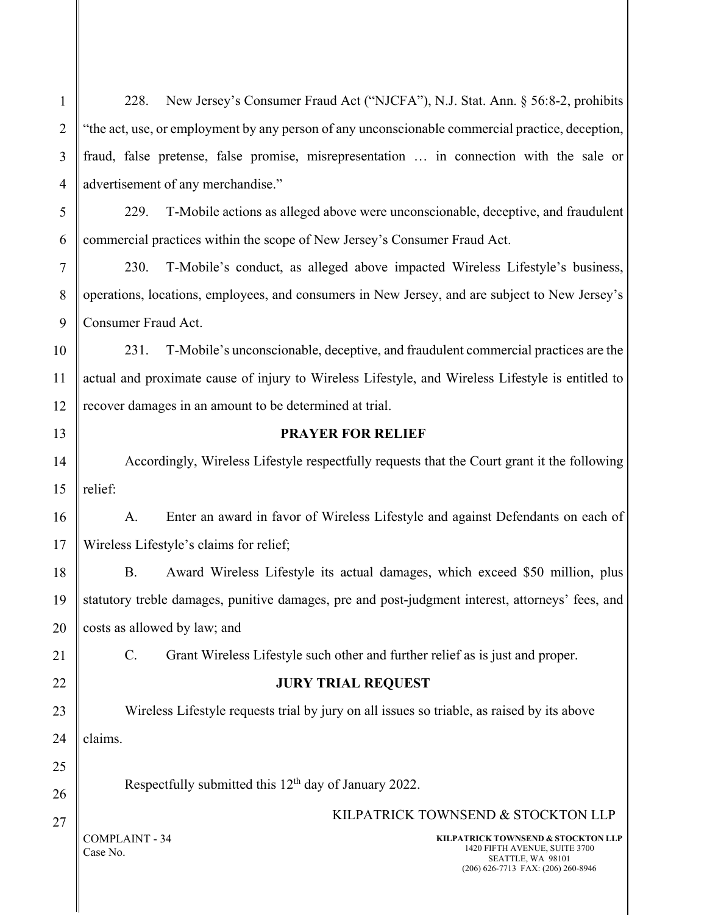228. New Jersey's Consumer Fraud Act ("NJCFA"), N.J. Stat. Ann. § 56:8-2, prohibits "the act, use, or employment by any person of any unconscionable commercial practice, deception, fraud, false pretense, false promise, misrepresentation … in connection with the sale or advertisement of any merchandise."

229. T-Mobile actions as alleged above were unconscionable, deceptive, and fraudulent commercial practices within the scope of New Jersey's Consumer Fraud Act.

230. T-Mobile's conduct, as alleged above impacted Wireless Lifestyle's business, operations, locations, employees, and consumers in New Jersey, and are subject to New Jersey's Consumer Fraud Act.

231. T-Mobile's unconscionable, deceptive, and fraudulent commercial practices are the actual and proximate cause of injury to Wireless Lifestyle, and Wireless Lifestyle is entitled to recover damages in an amount to be determined at trial.

## PRAYER FOR RELIEF

Accordingly, Wireless Lifestyle respectfully requests that the Court grant it the following relief:

A. Enter an award in favor of Wireless Lifestyle and against Defendants on each of Wireless Lifestyle's claims for relief;

B. Award Wireless Lifestyle its actual damages, which exceed $50 million, plus statutory treble damages, punitive damages, pre and post-judgment interest, attorneys' fees, and costs as allowed by law; and

C. Grant Wireless Lifestyle such other and further relief as is just and proper.

## JURY TRIAL REQUEST

Wireless Lifestyle requests trial by jury on all issues so triable, as raised by its above claims.

Respectfully submitted this 12th day of January 2022.

KILPATRICK TOWNSEND & STOCKTON LLP

COMPLAINT - 34
Case No.

**KILPATRICK TOWNSEND & STOCKTON LLP**
1420 FIFTH AVENUE, SUITE 3700
SEATTLE, WA 98101
(206) 626-7713 FAX: (206) 260-8946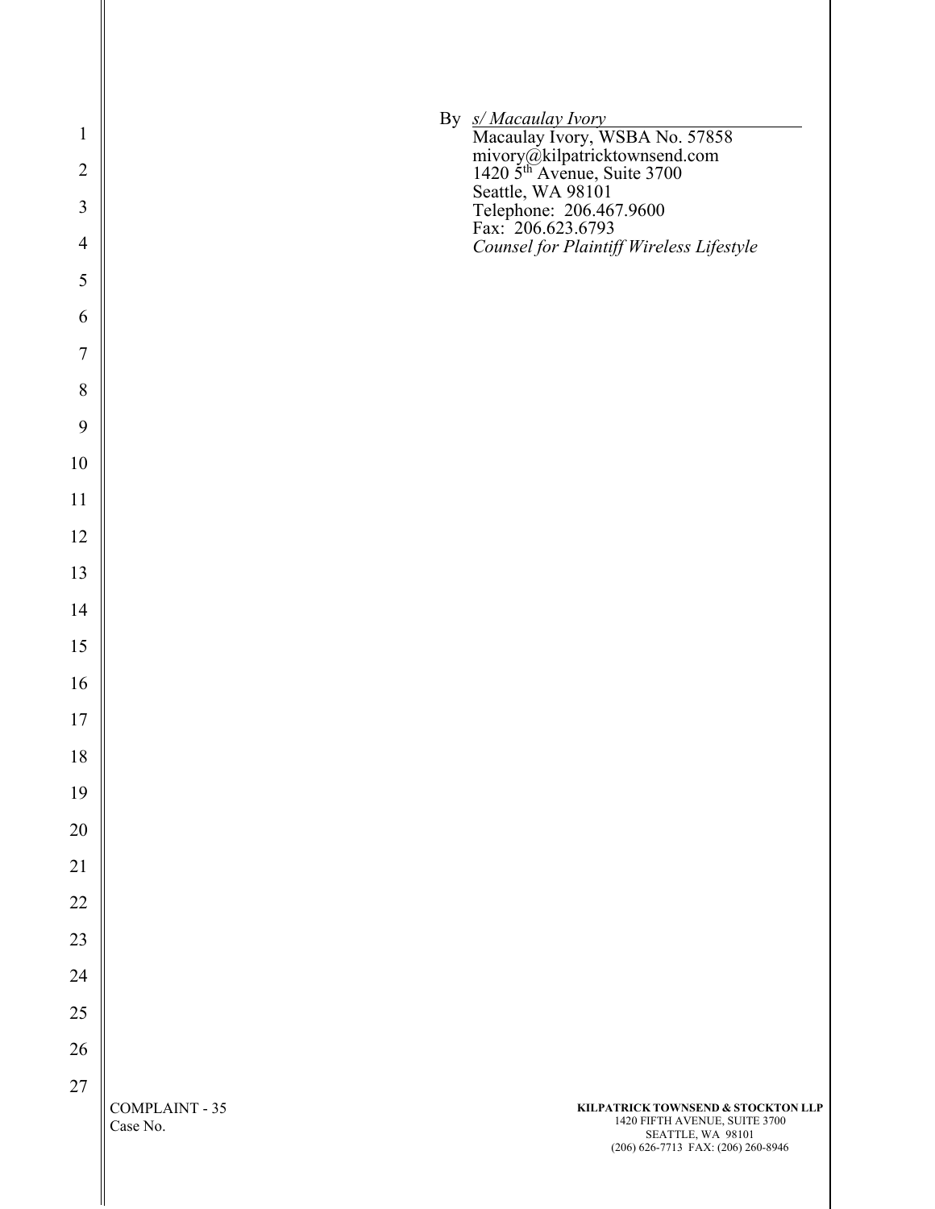By *s/ Macaulay Ivory*
Macaulay Ivory, WSBA No. 57858
mivory@kilpatricktownsend.com
1420 5th Avenue, Suite 3700
Seattle, WA 98101
Telephone: 206.467.9600
Fax: 206.623.6793
*Counsel for Plaintiff Wireless Lifestyle*